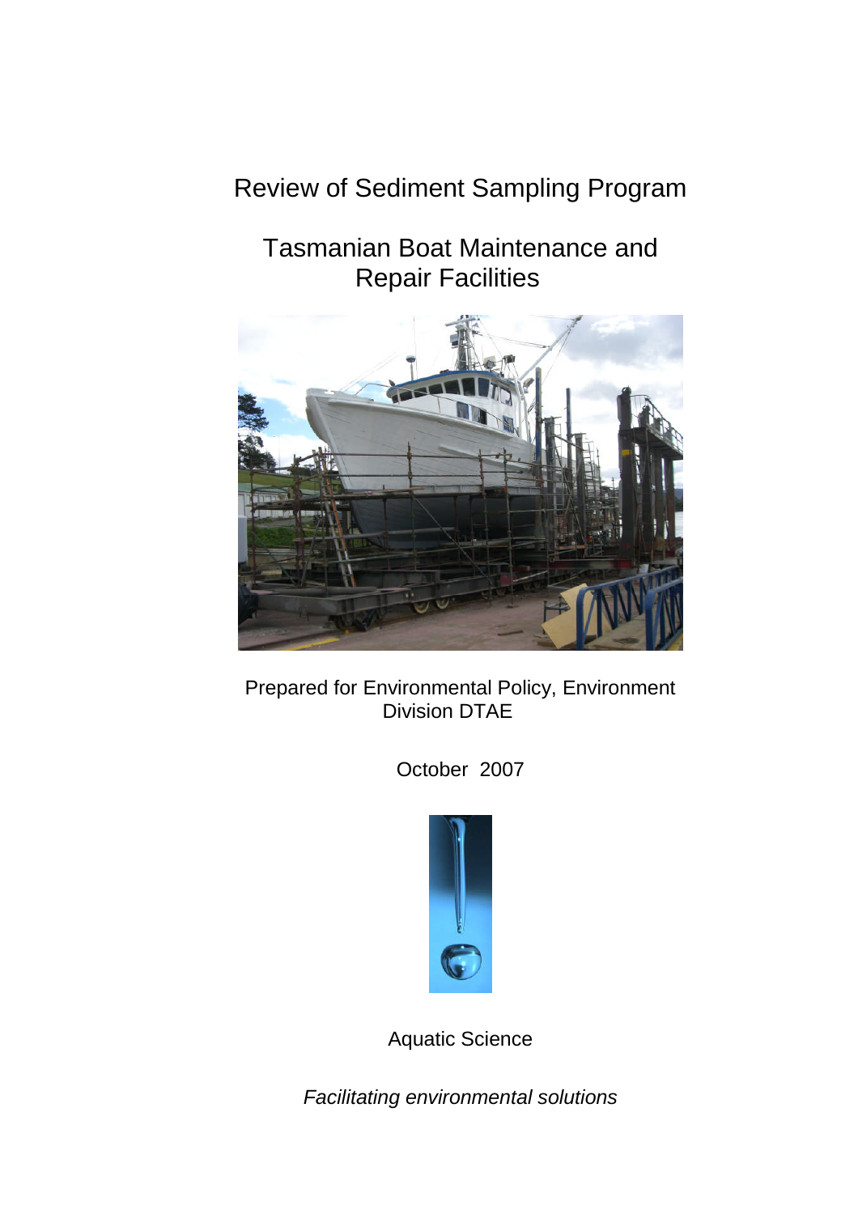# Review of Sediment Sampling Program

## Tasmanian Boat Maintenance and Repair Facilities

Prepared for Environmental Policy, Environment Division DTAE

October 2007

Aquatic Science

*Facilitating environmental solutions*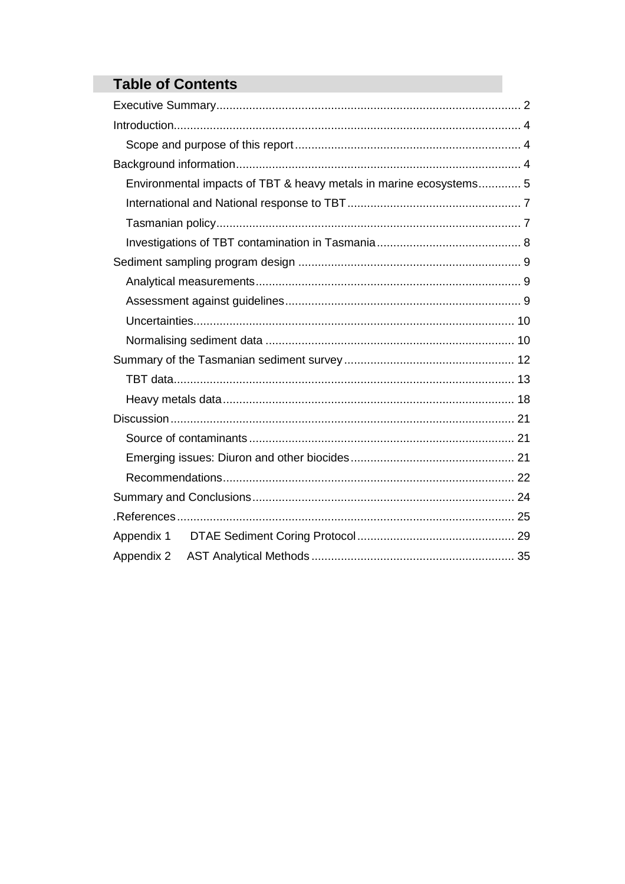## Table of Contents

Executive Summary ............................................................................................ 2
Introduction ......................................................................................................... 4
  Scope and purpose of this report ..................................................................... 4
Background information ....................................................................................... 4
  Environmental impacts of TBT & heavy metals in marine ecosystems ............. 5
  International and National response to TBT ..................................................... 7
  Tasmanian policy ............................................................................................. 7
  Investigations of TBT contamination in Tasmania ............................................ 8
Sediment sampling program design .................................................................... 9
  Analytical measurements ................................................................................. 9
  Assessment against guidelines ........................................................................ 9
  Uncertainties .................................................................................................. 10
  Normalising sediment data ............................................................................ 10
Summary of the Tasmanian sediment survey .................................................... 12
  TBT data ........................................................................................................ 13
  Heavy metals data ......................................................................................... 18
Discussion ......................................................................................................... 21
  Source of contaminants ................................................................................. 21
  Emerging issues: Diuron and other biocides .................................................. 21
  Recommendations ......................................................................................... 22
Summary and Conclusions ................................................................................ 24
.References ....................................................................................................... 25
Appendix 1  DTAE Sediment Coring Protocol ................................................ 29
Appendix 2  AST Analytical Methods .............................................................. 35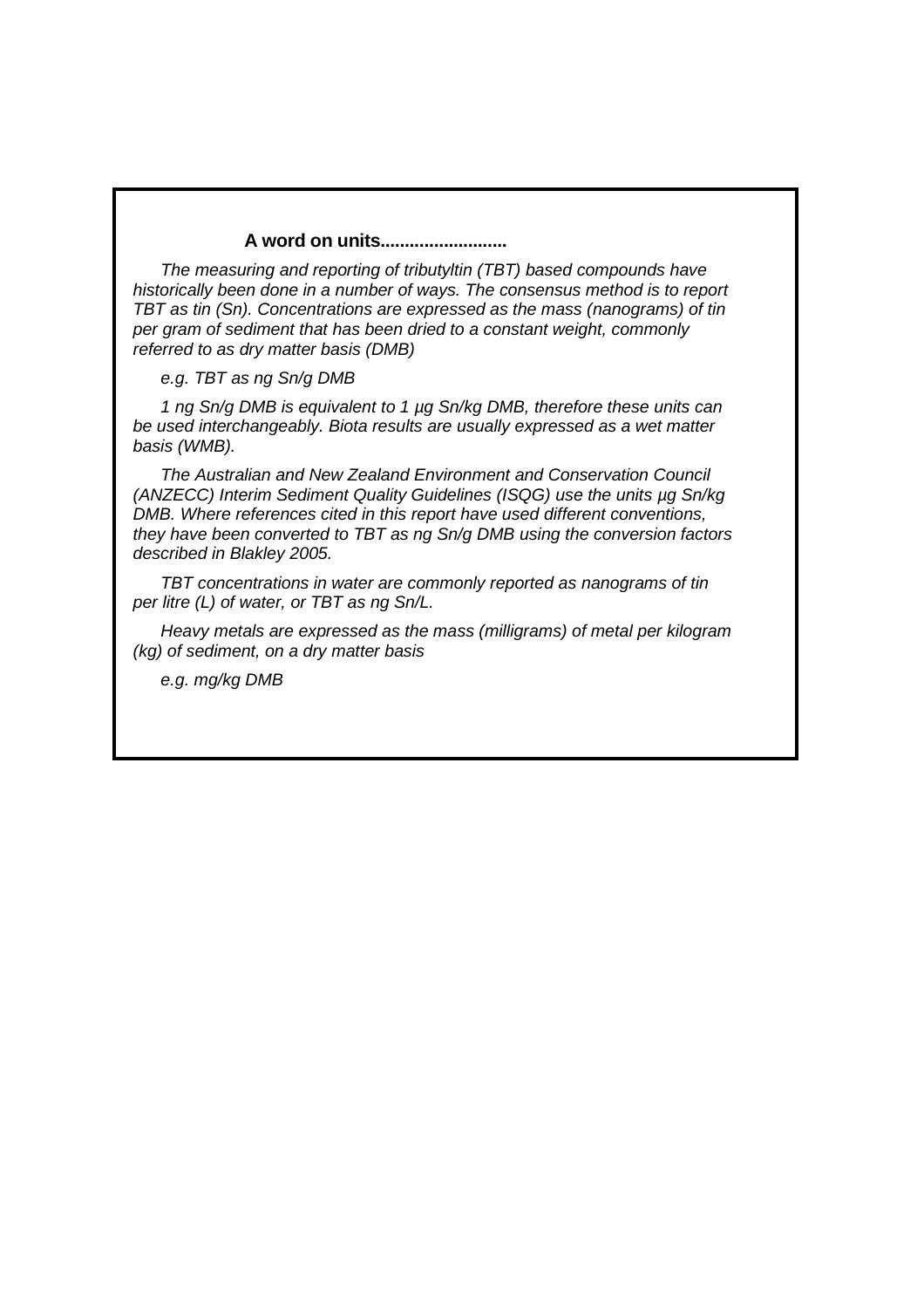### A word on units..........................

*The measuring and reporting of tributyltin (TBT) based compounds have historically been done in a number of ways. The consensus method is to report TBT as tin (Sn). Concentrations are expressed as the mass (nanograms) of tin per gram of sediment that has been dried to a constant weight, commonly referred to as dry matter basis (DMB)*

*e.g. TBT as ng Sn/g DMB*

*1 ng Sn/g DMB is equivalent to 1 µg Sn/kg DMB, therefore these units can be used interchangeably. Biota results are usually expressed as a wet matter basis (WMB).*

*The Australian and New Zealand Environment and Conservation Council (ANZECC) Interim Sediment Quality Guidelines (ISQG) use the units µg Sn/kg DMB. Where references cited in this report have used different conventions, they have been converted to TBT as ng Sn/g DMB using the conversion factors described in Blakley 2005.*

*TBT concentrations in water are commonly reported as nanograms of tin per litre (L) of water, or TBT as ng Sn/L.*

*Heavy metals are expressed as the mass (milligrams) of metal per kilogram (kg) of sediment, on a dry matter basis*

*e.g. mg/kg DMB*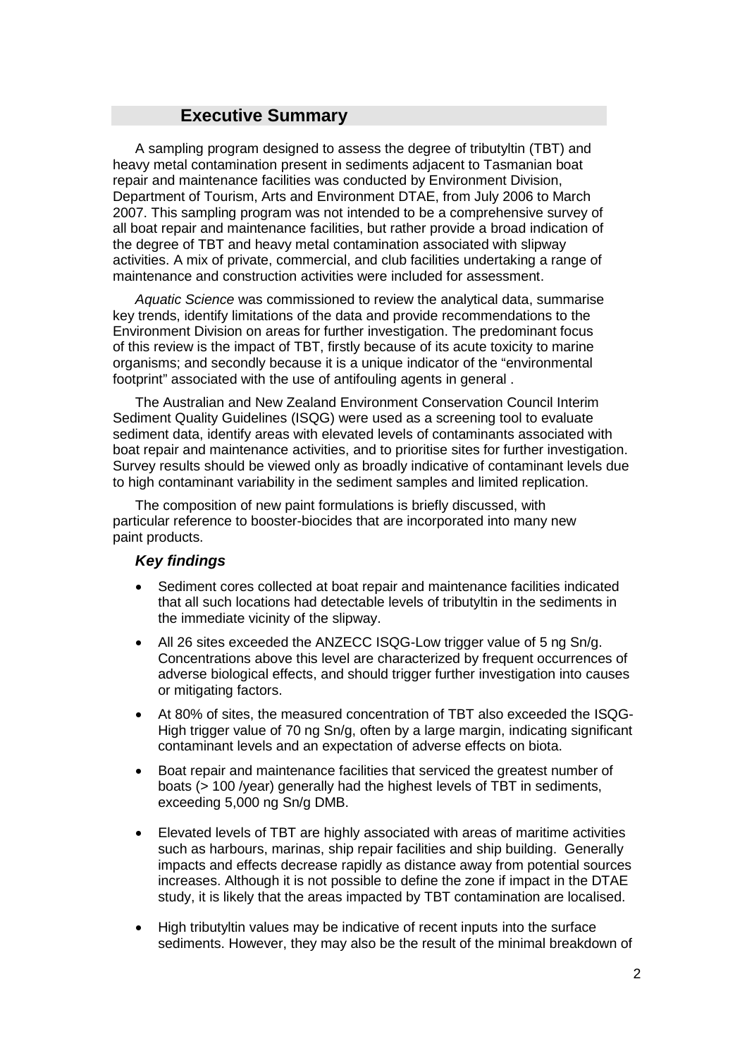## Executive Summary

A sampling program designed to assess the degree of tributyltin (TBT) and heavy metal contamination present in sediments adjacent to Tasmanian boat repair and maintenance facilities was conducted by Environment Division, Department of Tourism, Arts and Environment DTAE, from July 2006 to March 2007. This sampling program was not intended to be a comprehensive survey of all boat repair and maintenance facilities, but rather provide a broad indication of the degree of TBT and heavy metal contamination associated with slipway activities. A mix of private, commercial, and club facilities undertaking a range of maintenance and construction activities were included for assessment.

*Aquatic Science* was commissioned to review the analytical data, summarise key trends, identify limitations of the data and provide recommendations to the Environment Division on areas for further investigation. The predominant focus of this review is the impact of TBT, firstly because of its acute toxicity to marine organisms; and secondly because it is a unique indicator of the "environmental footprint" associated with the use of antifouling agents in general .

The Australian and New Zealand Environment Conservation Council Interim Sediment Quality Guidelines (ISQG) were used as a screening tool to evaluate sediment data, identify areas with elevated levels of contaminants associated with boat repair and maintenance activities, and to prioritise sites for further investigation. Survey results should be viewed only as broadly indicative of contaminant levels due to high contaminant variability in the sediment samples and limited replication.

The composition of new paint formulations is briefly discussed, with particular reference to booster-biocides that are incorporated into many new paint products.

### *Key findings*

- Sediment cores collected at boat repair and maintenance facilities indicated that all such locations had detectable levels of tributyltin in the sediments in the immediate vicinity of the slipway.
- All 26 sites exceeded the ANZECC ISQG-Low trigger value of 5 ng Sn/g. Concentrations above this level are characterized by frequent occurrences of adverse biological effects, and should trigger further investigation into causes or mitigating factors.
- At 80% of sites, the measured concentration of TBT also exceeded the ISQG-High trigger value of 70 ng Sn/g, often by a large margin, indicating significant contaminant levels and an expectation of adverse effects on biota.
- Boat repair and maintenance facilities that serviced the greatest number of boats (> 100 /year) generally had the highest levels of TBT in sediments, exceeding 5,000 ng Sn/g DMB.
- Elevated levels of TBT are highly associated with areas of maritime activities such as harbours, marinas, ship repair facilities and ship building. Generally impacts and effects decrease rapidly as distance away from potential sources increases. Although it is not possible to define the zone if impact in the DTAE study, it is likely that the areas impacted by TBT contamination are localised.
- High tributyltin values may be indicative of recent inputs into the surface sediments. However, they may also be the result of the minimal breakdown of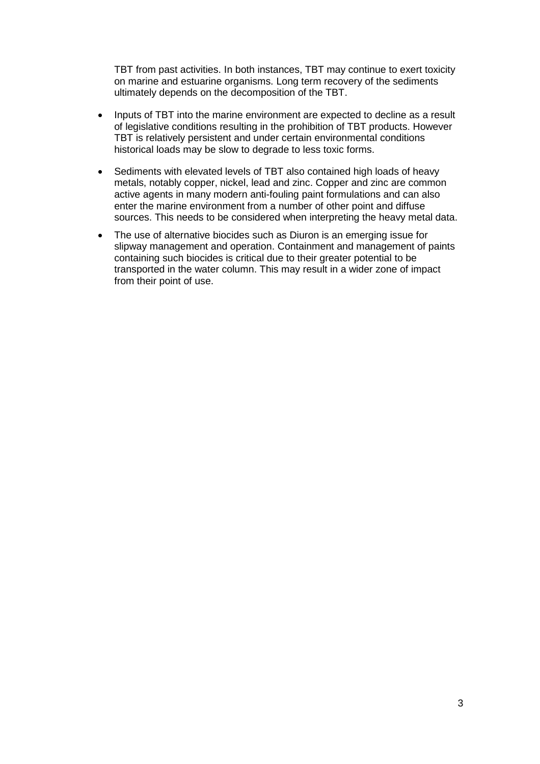TBT from past activities. In both instances, TBT may continue to exert toxicity on marine and estuarine organisms. Long term recovery of the sediments ultimately depends on the decomposition of the TBT.

- Inputs of TBT into the marine environment are expected to decline as a result of legislative conditions resulting in the prohibition of TBT products. However TBT is relatively persistent and under certain environmental conditions historical loads may be slow to degrade to less toxic forms.
- Sediments with elevated levels of TBT also contained high loads of heavy metals, notably copper, nickel, lead and zinc. Copper and zinc are common active agents in many modern anti-fouling paint formulations and can also enter the marine environment from a number of other point and diffuse sources. This needs to be considered when interpreting the heavy metal data.
- The use of alternative biocides such as Diuron is an emerging issue for slipway management and operation. Containment and management of paints containing such biocides is critical due to their greater potential to be transported in the water column. This may result in a wider zone of impact from their point of use.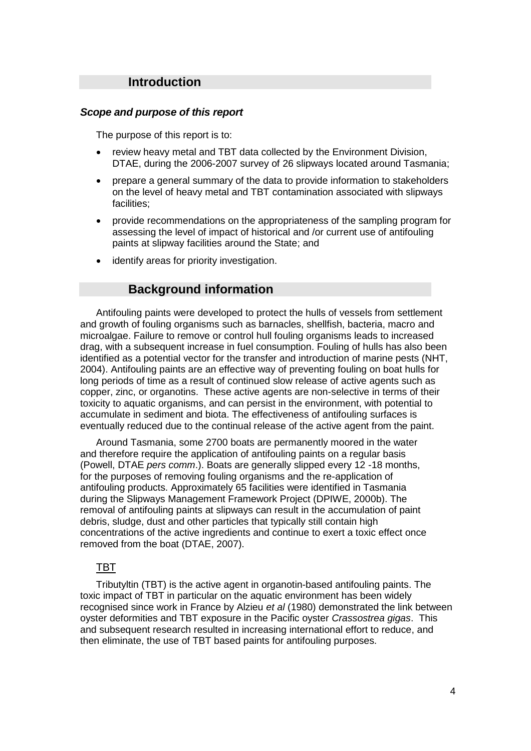## Introduction

### *Scope and purpose of this report*

The purpose of this report is to:

- review heavy metal and TBT data collected by the Environment Division, DTAE, during the 2006-2007 survey of 26 slipways located around Tasmania;
- prepare a general summary of the data to provide information to stakeholders on the level of heavy metal and TBT contamination associated with slipways facilities;
- provide recommendations on the appropriateness of the sampling program for assessing the level of impact of historical and /or current use of antifouling paints at slipway facilities around the State; and
- identify areas for priority investigation.

## Background information

Antifouling paints were developed to protect the hulls of vessels from settlement and growth of fouling organisms such as barnacles, shellfish, bacteria, macro and microalgae. Failure to remove or control hull fouling organisms leads to increased drag, with a subsequent increase in fuel consumption. Fouling of hulls has also been identified as a potential vector for the transfer and introduction of marine pests (NHT, 2004). Antifouling paints are an effective way of preventing fouling on boat hulls for long periods of time as a result of continued slow release of active agents such as copper, zinc, or organotins. These active agents are non-selective in terms of their toxicity to aquatic organisms, and can persist in the environment, with potential to accumulate in sediment and biota. The effectiveness of antifouling surfaces is eventually reduced due to the continual release of the active agent from the paint.

Around Tasmania, some 2700 boats are permanently moored in the water and therefore require the application of antifouling paints on a regular basis (Powell, DTAE *pers comm*.). Boats are generally slipped every 12 -18 months, for the purposes of removing fouling organisms and the re-application of antifouling products. Approximately 65 facilities were identified in Tasmania during the Slipways Management Framework Project (DPIWE, 2000b). The removal of antifouling paints at slipways can result in the accumulation of paint debris, sludge, dust and other particles that typically still contain high concentrations of the active ingredients and continue to exert a toxic effect once removed from the boat (DTAE, 2007).

### TBT

Tributyltin (TBT) is the active agent in organotin-based antifouling paints. The toxic impact of TBT in particular on the aquatic environment has been widely recognised since work in France by Alzieu *et al* (1980) demonstrated the link between oyster deformities and TBT exposure in the Pacific oyster *Crassostrea gigas*. This and subsequent research resulted in increasing international effort to reduce, and then eliminate, the use of TBT based paints for antifouling purposes.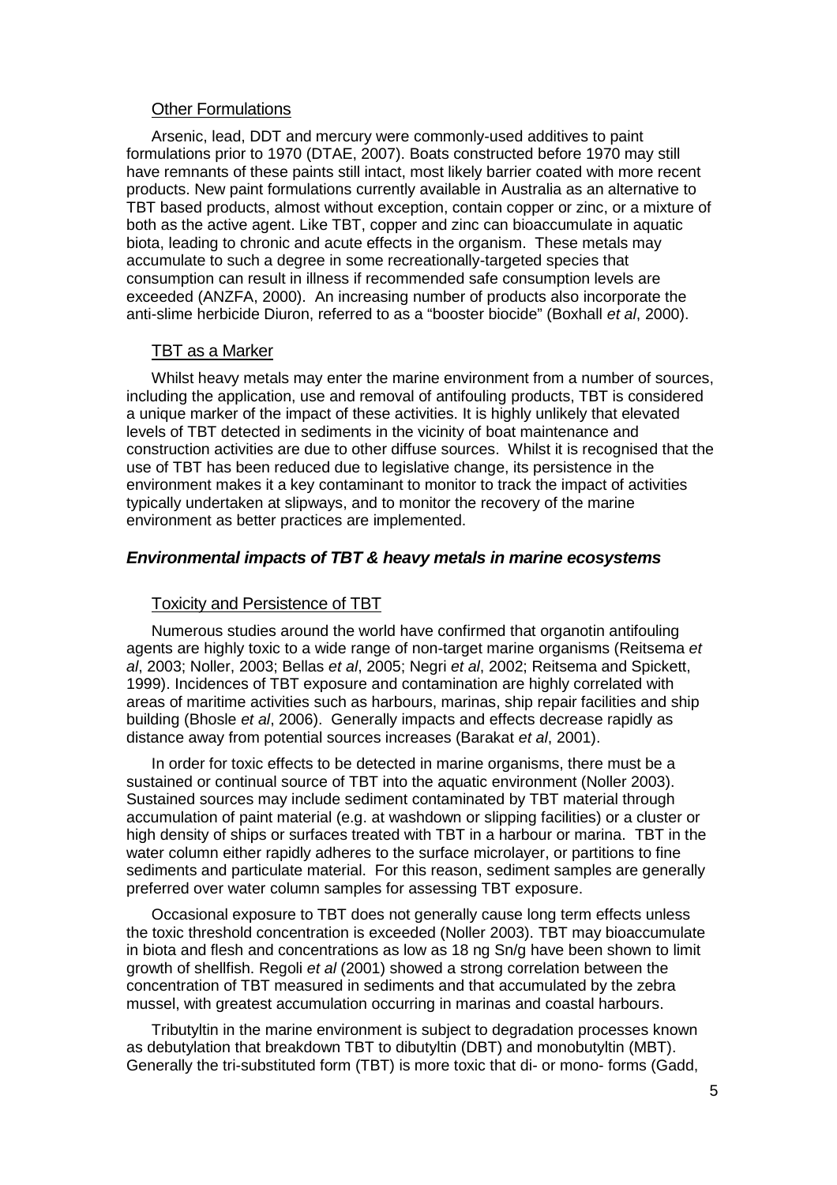### Other Formulations

Arsenic, lead, DDT and mercury were commonly-used additives to paint formulations prior to 1970 (DTAE, 2007). Boats constructed before 1970 may still have remnants of these paints still intact, most likely barrier coated with more recent products. New paint formulations currently available in Australia as an alternative to TBT based products, almost without exception, contain copper or zinc, or a mixture of both as the active agent. Like TBT, copper and zinc can bioaccumulate in aquatic biota, leading to chronic and acute effects in the organism. These metals may accumulate to such a degree in some recreationally-targeted species that consumption can result in illness if recommended safe consumption levels are exceeded (ANZFA, 2000). An increasing number of products also incorporate the anti-slime herbicide Diuron, referred to as a "booster biocide" (Boxhall *et al*, 2000).

### TBT as a Marker

Whilst heavy metals may enter the marine environment from a number of sources, including the application, use and removal of antifouling products, TBT is considered a unique marker of the impact of these activities. It is highly unlikely that elevated levels of TBT detected in sediments in the vicinity of boat maintenance and construction activities are due to other diffuse sources. Whilst it is recognised that the use of TBT has been reduced due to legislative change, its persistence in the environment makes it a key contaminant to monitor to track the impact of activities typically undertaken at slipways, and to monitor the recovery of the marine environment as better practices are implemented.

## *Environmental impacts of TBT & heavy metals in marine ecosystems*

### Toxicity and Persistence of TBT

Numerous studies around the world have confirmed that organotin antifouling agents are highly toxic to a wide range of non-target marine organisms (Reitsema *et al*, 2003; Noller, 2003; Bellas *et al*, 2005; Negri *et al*, 2002; Reitsema and Spickett, 1999). Incidences of TBT exposure and contamination are highly correlated with areas of maritime activities such as harbours, marinas, ship repair facilities and ship building (Bhosle *et al*, 2006). Generally impacts and effects decrease rapidly as distance away from potential sources increases (Barakat *et al*, 2001).

In order for toxic effects to be detected in marine organisms, there must be a sustained or continual source of TBT into the aquatic environment (Noller 2003). Sustained sources may include sediment contaminated by TBT material through accumulation of paint material (e.g. at washdown or slipping facilities) or a cluster or high density of ships or surfaces treated with TBT in a harbour or marina. TBT in the water column either rapidly adheres to the surface microlayer, or partitions to fine sediments and particulate material. For this reason, sediment samples are generally preferred over water column samples for assessing TBT exposure.

Occasional exposure to TBT does not generally cause long term effects unless the toxic threshold concentration is exceeded (Noller 2003). TBT may bioaccumulate in biota and flesh and concentrations as low as 18 ng Sn/g have been shown to limit growth of shellfish. Regoli *et al* (2001) showed a strong correlation between the concentration of TBT measured in sediments and that accumulated by the zebra mussel, with greatest accumulation occurring in marinas and coastal harbours.

Tributyltin in the marine environment is subject to degradation processes known as debutylation that breakdown TBT to dibutyltin (DBT) and monobutyltin (MBT). Generally the tri-substituted form (TBT) is more toxic that di- or mono- forms (Gadd,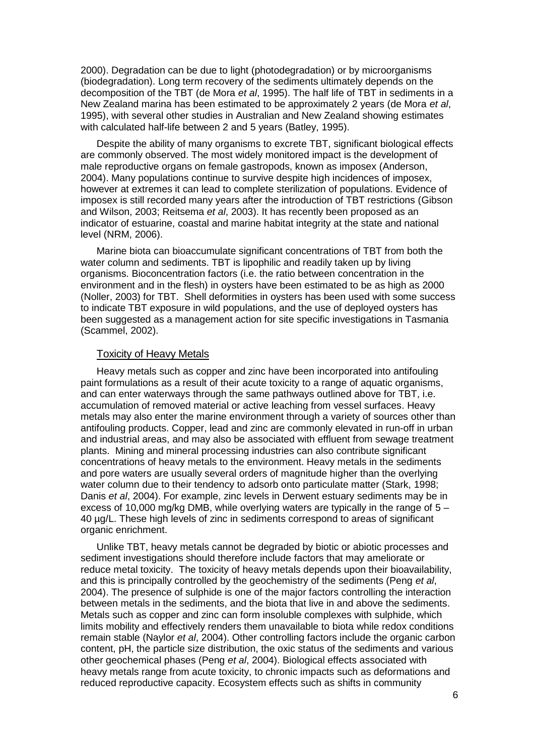2000). Degradation can be due to light (photodegradation) or by microorganisms (biodegradation). Long term recovery of the sediments ultimately depends on the decomposition of the TBT (de Mora *et al*, 1995). The half life of TBT in sediments in a New Zealand marina has been estimated to be approximately 2 years (de Mora *et al*, 1995), with several other studies in Australian and New Zealand showing estimates with calculated half-life between 2 and 5 years (Batley, 1995).

Despite the ability of many organisms to excrete TBT, significant biological effects are commonly observed. The most widely monitored impact is the development of male reproductive organs on female gastropods, known as imposex (Anderson, 2004). Many populations continue to survive despite high incidences of imposex, however at extremes it can lead to complete sterilization of populations. Evidence of imposex is still recorded many years after the introduction of TBT restrictions (Gibson and Wilson, 2003; Reitsema *et al*, 2003). It has recently been proposed as an indicator of estuarine, coastal and marine habitat integrity at the state and national level (NRM, 2006).

Marine biota can bioaccumulate significant concentrations of TBT from both the water column and sediments. TBT is lipophilic and readily taken up by living organisms. Bioconcentration factors (i.e. the ratio between concentration in the environment and in the flesh) in oysters have been estimated to be as high as 2000 (Noller, 2003) for TBT. Shell deformities in oysters has been used with some success to indicate TBT exposure in wild populations, and the use of deployed oysters has been suggested as a management action for site specific investigations in Tasmania (Scammel, 2002).

## Toxicity of Heavy Metals

Heavy metals such as copper and zinc have been incorporated into antifouling paint formulations as a result of their acute toxicity to a range of aquatic organisms, and can enter waterways through the same pathways outlined above for TBT, i.e. accumulation of removed material or active leaching from vessel surfaces. Heavy metals may also enter the marine environment through a variety of sources other than antifouling products. Copper, lead and zinc are commonly elevated in run-off in urban and industrial areas, and may also be associated with effluent from sewage treatment plants. Mining and mineral processing industries can also contribute significant concentrations of heavy metals to the environment. Heavy metals in the sediments and pore waters are usually several orders of magnitude higher than the overlying water column due to their tendency to adsorb onto particulate matter (Stark, 1998; Danis *et al*, 2004). For example, zinc levels in Derwent estuary sediments may be in excess of 10,000 mg/kg DMB, while overlying waters are typically in the range of 5 – 40 µg/L. These high levels of zinc in sediments correspond to areas of significant organic enrichment.

Unlike TBT, heavy metals cannot be degraded by biotic or abiotic processes and sediment investigations should therefore include factors that may ameliorate or reduce metal toxicity. The toxicity of heavy metals depends upon their bioavailability, and this is principally controlled by the geochemistry of the sediments (Peng *et al*, 2004). The presence of sulphide is one of the major factors controlling the interaction between metals in the sediments, and the biota that live in and above the sediments. Metals such as copper and zinc can form insoluble complexes with sulphide, which limits mobility and effectively renders them unavailable to biota while redox conditions remain stable (Naylor *et al*, 2004). Other controlling factors include the organic carbon content, pH, the particle size distribution, the oxic status of the sediments and various other geochemical phases (Peng *et al*, 2004). Biological effects associated with heavy metals range from acute toxicity, to chronic impacts such as deformations and reduced reproductive capacity. Ecosystem effects such as shifts in community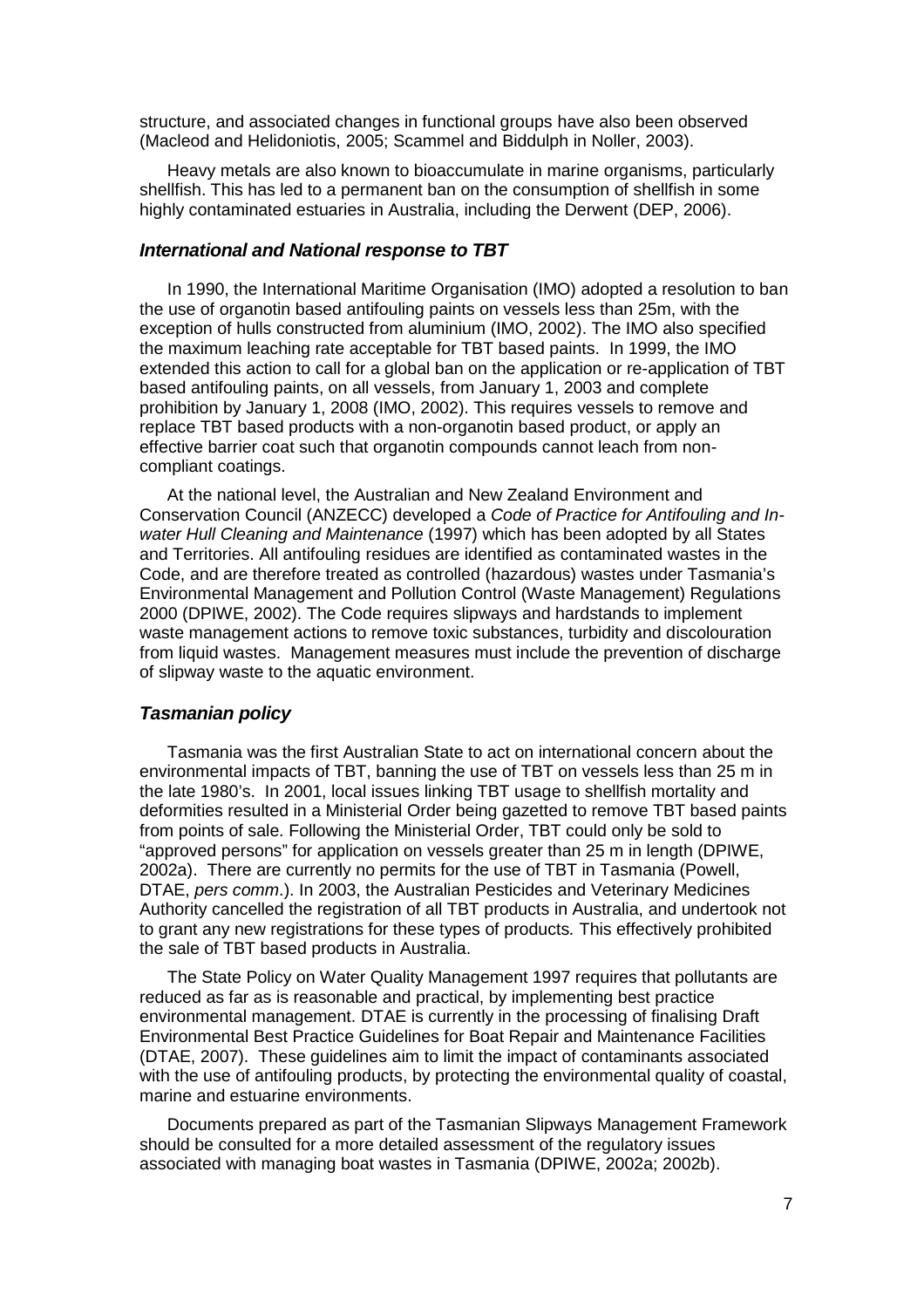structure, and associated changes in functional groups have also been observed (Macleod and Helidoniotis, 2005; Scammel and Biddulph in Noller, 2003).

Heavy metals are also known to bioaccumulate in marine organisms, particularly shellfish. This has led to a permanent ban on the consumption of shellfish in some highly contaminated estuaries in Australia, including the Derwent (DEP, 2006).

### *International and National response to TBT*

In 1990, the International Maritime Organisation (IMO) adopted a resolution to ban the use of organotin based antifouling paints on vessels less than 25m, with the exception of hulls constructed from aluminium (IMO, 2002). The IMO also specified the maximum leaching rate acceptable for TBT based paints. In 1999, the IMO extended this action to call for a global ban on the application or re-application of TBT based antifouling paints, on all vessels, from January 1, 2003 and complete prohibition by January 1, 2008 (IMO, 2002). This requires vessels to remove and replace TBT based products with a non-organotin based product, or apply an effective barrier coat such that organotin compounds cannot leach from non-compliant coatings.

At the national level, the Australian and New Zealand Environment and Conservation Council (ANZECC) developed a *Code of Practice for Antifouling and In-water Hull Cleaning and Maintenance* (1997) which has been adopted by all States and Territories. All antifouling residues are identified as contaminated wastes in the Code, and are therefore treated as controlled (hazardous) wastes under Tasmania's Environmental Management and Pollution Control (Waste Management) Regulations 2000 (DPIWE, 2002). The Code requires slipways and hardstands to implement waste management actions to remove toxic substances, turbidity and discolouration from liquid wastes. Management measures must include the prevention of discharge of slipway waste to the aquatic environment.

### *Tasmanian policy*

Tasmania was the first Australian State to act on international concern about the environmental impacts of TBT, banning the use of TBT on vessels less than 25 m in the late 1980's. In 2001, local issues linking TBT usage to shellfish mortality and deformities resulted in a Ministerial Order being gazetted to remove TBT based paints from points of sale. Following the Ministerial Order, TBT could only be sold to "approved persons" for application on vessels greater than 25 m in length (DPIWE, 2002a). There are currently no permits for the use of TBT in Tasmania (Powell, DTAE, *pers comm*.). In 2003, the Australian Pesticides and Veterinary Medicines Authority cancelled the registration of all TBT products in Australia, and undertook not to grant any new registrations for these types of products. This effectively prohibited the sale of TBT based products in Australia.

The State Policy on Water Quality Management 1997 requires that pollutants are reduced as far as is reasonable and practical, by implementing best practice environmental management. DTAE is currently in the processing of finalising Draft Environmental Best Practice Guidelines for Boat Repair and Maintenance Facilities (DTAE, 2007). These guidelines aim to limit the impact of contaminants associated with the use of antifouling products, by protecting the environmental quality of coastal, marine and estuarine environments.

Documents prepared as part of the Tasmanian Slipways Management Framework should be consulted for a more detailed assessment of the regulatory issues associated with managing boat wastes in Tasmania (DPIWE, 2002a; 2002b).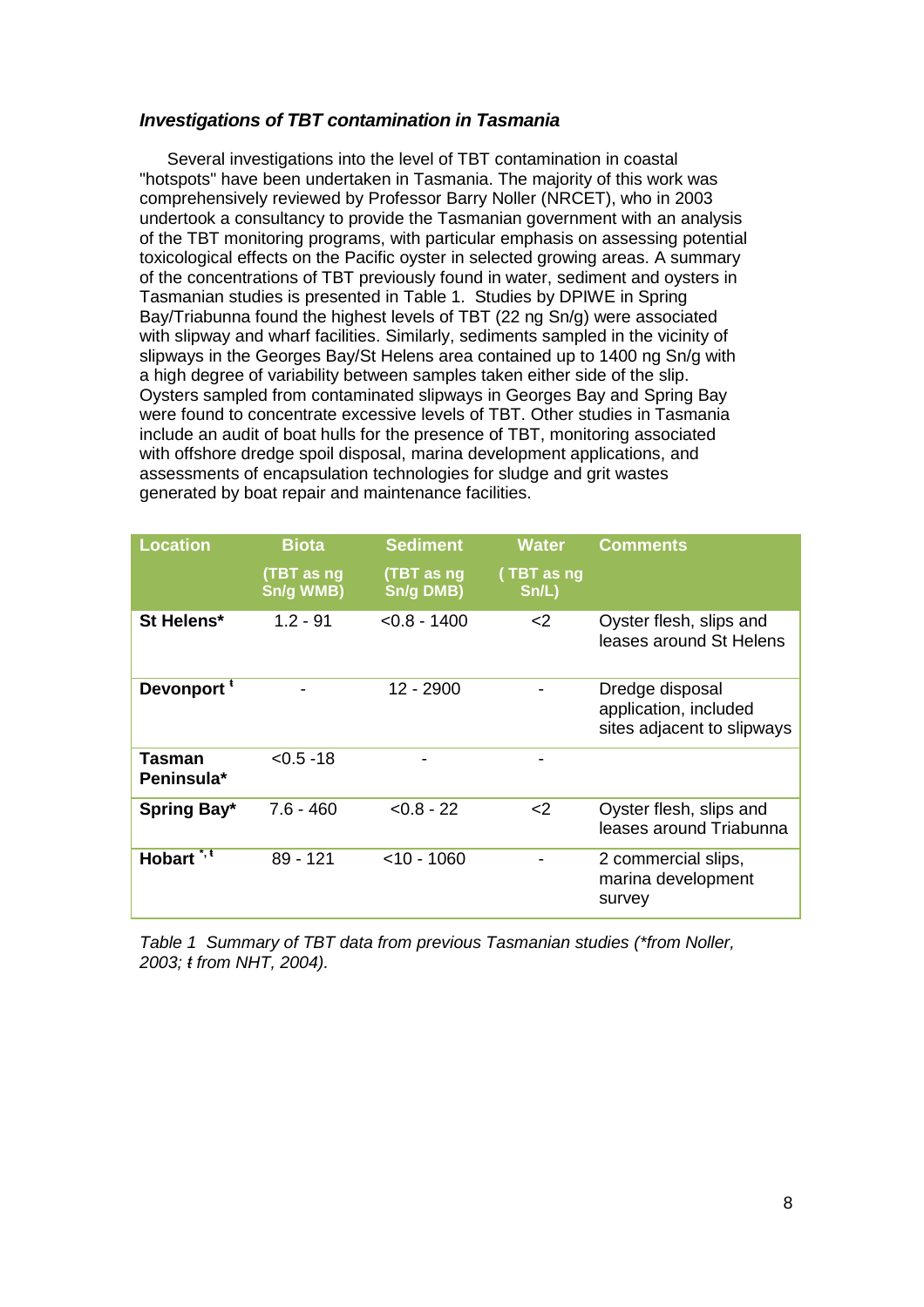### *Investigations of TBT contamination in Tasmania*

Several investigations into the level of TBT contamination in coastal "hotspots" have been undertaken in Tasmania. The majority of this work was comprehensively reviewed by Professor Barry Noller (NRCET), who in 2003 undertook a consultancy to provide the Tasmanian government with an analysis of the TBT monitoring programs, with particular emphasis on assessing potential toxicological effects on the Pacific oyster in selected growing areas. A summary of the concentrations of TBT previously found in water, sediment and oysters in Tasmanian studies is presented in Table 1. Studies by DPIWE in Spring Bay/Triabunna found the highest levels of TBT (22 ng Sn/g) were associated with slipway and wharf facilities. Similarly, sediments sampled in the vicinity of slipways in the Georges Bay/St Helens area contained up to 1400 ng Sn/g with a high degree of variability between samples taken either side of the slip. Oysters sampled from contaminated slipways in Georges Bay and Spring Bay were found to concentrate excessive levels of TBT. Other studies in Tasmania include an audit of boat hulls for the presence of TBT, monitoring associated with offshore dredge spoil disposal, marina development applications, and assessments of encapsulation technologies for sludge and grit wastes generated by boat repair and maintenance facilities.

| Location | Biota (TBT as ng Sn/g WMB) | Sediment (TBT as ng Sn/g DMB) | Water (TBT as ng Sn/L) | Comments |
|---|---|---|---|---|
| **St Helens*** | 1.2 - 91 | <0.8 - 1400 | <2 | Oyster flesh, slips and leases around St Helens |
| **Devonport** ŧ | - | 12 - 2900 | - | Dredge disposal application, included sites adjacent to slipways |
| **Tasman Peninsula*** | <0.5 -18 | - | - | |
| **Spring Bay*** | 7.6 - 460 | <0.8 - 22 | <2 | Oyster flesh, slips and leases around Triabunna |
| **Hobart** *, ŧ | 89 - 121 | <10 - 1060 | - | 2 commercial slips, marina development survey |

*Table 1 Summary of TBT data from previous Tasmanian studies (*from Noller, 2003; ŧ from NHT, 2004).*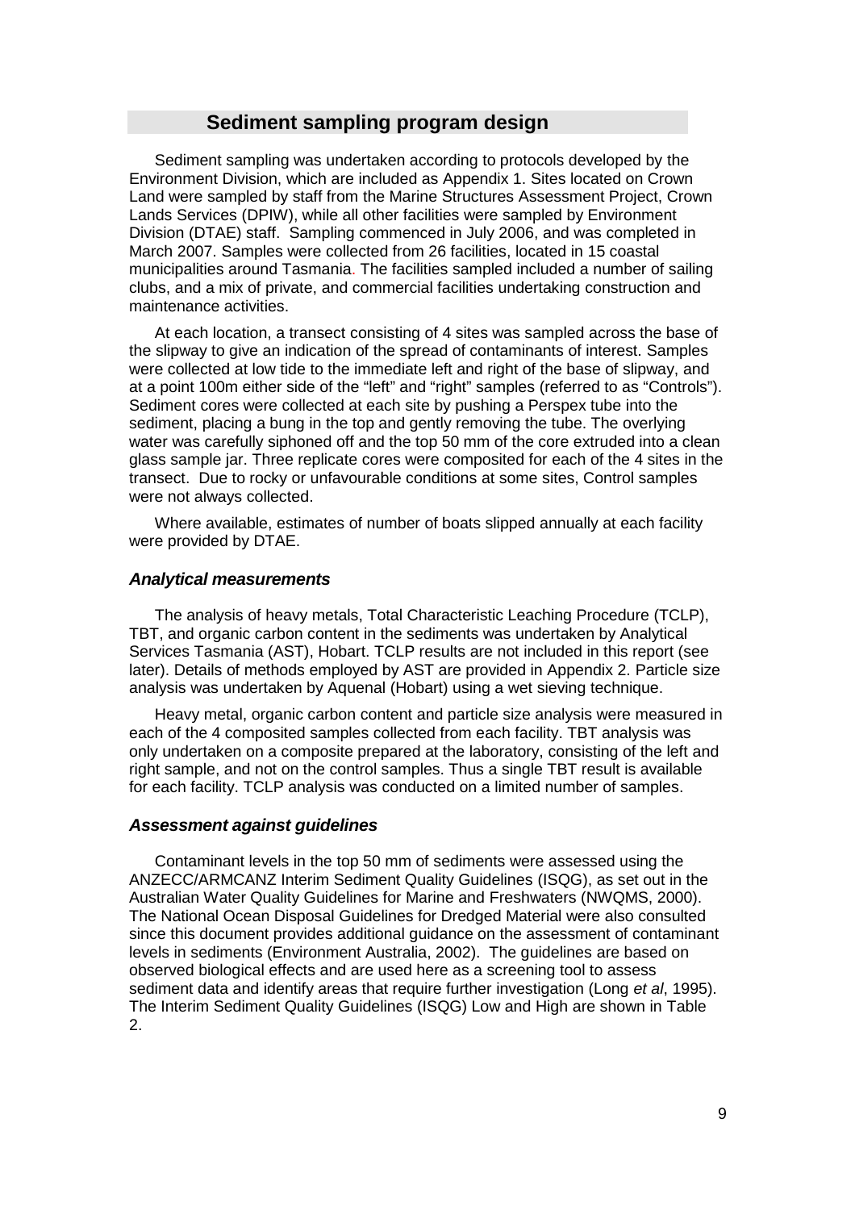## Sediment sampling program design

Sediment sampling was undertaken according to protocols developed by the Environment Division, which are included as Appendix 1. Sites located on Crown Land were sampled by staff from the Marine Structures Assessment Project, Crown Lands Services (DPIW), while all other facilities were sampled by Environment Division (DTAE) staff. Sampling commenced in July 2006, and was completed in March 2007. Samples were collected from 26 facilities, located in 15 coastal municipalities around Tasmania. The facilities sampled included a number of sailing clubs, and a mix of private, and commercial facilities undertaking construction and maintenance activities.

At each location, a transect consisting of 4 sites was sampled across the base of the slipway to give an indication of the spread of contaminants of interest. Samples were collected at low tide to the immediate left and right of the base of slipway, and at a point 100m either side of the "left" and "right" samples (referred to as "Controls"). Sediment cores were collected at each site by pushing a Perspex tube into the sediment, placing a bung in the top and gently removing the tube. The overlying water was carefully siphoned off and the top 50 mm of the core extruded into a clean glass sample jar. Three replicate cores were composited for each of the 4 sites in the transect. Due to rocky or unfavourable conditions at some sites, Control samples were not always collected.

Where available, estimates of number of boats slipped annually at each facility were provided by DTAE.

### *Analytical measurements*

The analysis of heavy metals, Total Characteristic Leaching Procedure (TCLP), TBT, and organic carbon content in the sediments was undertaken by Analytical Services Tasmania (AST), Hobart. TCLP results are not included in this report (see later). Details of methods employed by AST are provided in Appendix 2. Particle size analysis was undertaken by Aquenal (Hobart) using a wet sieving technique.

Heavy metal, organic carbon content and particle size analysis were measured in each of the 4 composited samples collected from each facility. TBT analysis was only undertaken on a composite prepared at the laboratory, consisting of the left and right sample, and not on the control samples. Thus a single TBT result is available for each facility. TCLP analysis was conducted on a limited number of samples.

### *Assessment against guidelines*

Contaminant levels in the top 50 mm of sediments were assessed using the ANZECC/ARMCANZ Interim Sediment Quality Guidelines (ISQG), as set out in the Australian Water Quality Guidelines for Marine and Freshwaters (NWQMS, 2000). The National Ocean Disposal Guidelines for Dredged Material were also consulted since this document provides additional guidance on the assessment of contaminant levels in sediments (Environment Australia, 2002). The guidelines are based on observed biological effects and are used here as a screening tool to assess sediment data and identify areas that require further investigation (Long *et al*, 1995). The Interim Sediment Quality Guidelines (ISQG) Low and High are shown in Table 2.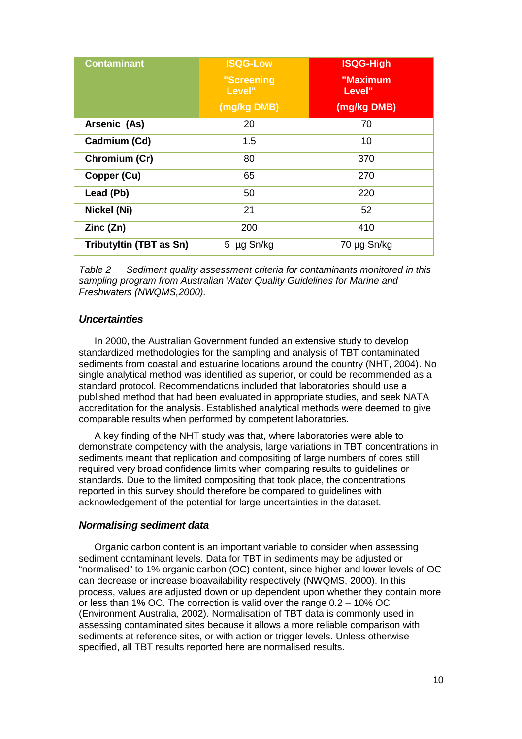| Contaminant | ISQG-Low "Screening Level" (mg/kg DMB) | ISQG-High "Maximum Level" (mg/kg DMB) |
|---|---|---|
| **Arsenic (As)** | 20 | 70 |
| **Cadmium (Cd)** | 1.5 | 10 |
| **Chromium (Cr)** | 80 | 370 |
| **Copper (Cu)** | 65 | 270 |
| **Lead (Pb)** | 50 | 220 |
| **Nickel (Ni)** | 21 | 52 |
| **Zinc (Zn)** | 200 | 410 |
| **Tributyltin (TBT as Sn)** | 5 µg Sn/kg | 70 µg Sn/kg |

*Table 2 Sediment quality assessment criteria for contaminants monitored in this sampling program from Australian Water Quality Guidelines for Marine and Freshwaters (NWQMS,2000).*

### *Uncertainties*

In 2000, the Australian Government funded an extensive study to develop standardized methodologies for the sampling and analysis of TBT contaminated sediments from coastal and estuarine locations around the country (NHT, 2004). No single analytical method was identified as superior, or could be recommended as a standard protocol. Recommendations included that laboratories should use a published method that had been evaluated in appropriate studies, and seek NATA accreditation for the analysis. Established analytical methods were deemed to give comparable results when performed by competent laboratories.

A key finding of the NHT study was that, where laboratories were able to demonstrate competency with the analysis, large variations in TBT concentrations in sediments meant that replication and compositing of large numbers of cores still required very broad confidence limits when comparing results to guidelines or standards. Due to the limited compositing that took place, the concentrations reported in this survey should therefore be compared to guidelines with acknowledgement of the potential for large uncertainties in the dataset.

### *Normalising sediment data*

Organic carbon content is an important variable to consider when assessing sediment contaminant levels. Data for TBT in sediments may be adjusted or "normalised" to 1% organic carbon (OC) content, since higher and lower levels of OC can decrease or increase bioavailability respectively (NWQMS, 2000). In this process, values are adjusted down or up dependent upon whether they contain more or less than 1% OC. The correction is valid over the range 0.2 – 10% OC (Environment Australia, 2002). Normalisation of TBT data is commonly used in assessing contaminated sites because it allows a more reliable comparison with sediments at reference sites, or with action or trigger levels. Unless otherwise specified, all TBT results reported here are normalised results.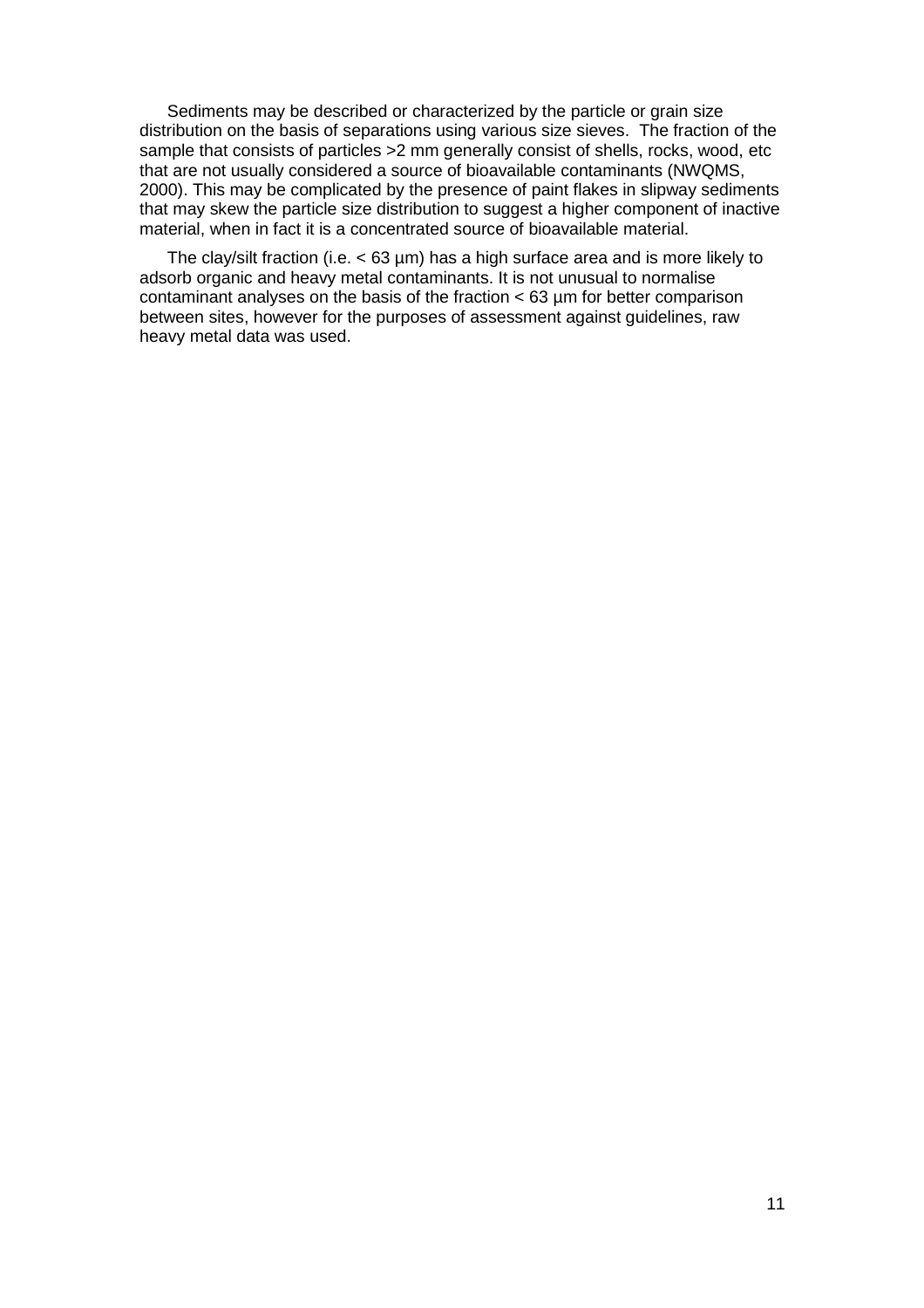Sediments may be described or characterized by the particle or grain size distribution on the basis of separations using various size sieves. The fraction of the sample that consists of particles >2 mm generally consist of shells, rocks, wood, etc that are not usually considered a source of bioavailable contaminants (NWQMS, 2000). This may be complicated by the presence of paint flakes in slipway sediments that may skew the particle size distribution to suggest a higher component of inactive material, when in fact it is a concentrated source of bioavailable material.

The clay/silt fraction (i.e. < 63 µm) has a high surface area and is more likely to adsorb organic and heavy metal contaminants. It is not unusual to normalise contaminant analyses on the basis of the fraction < 63 µm for better comparison between sites, however for the purposes of assessment against guidelines, raw heavy metal data was used.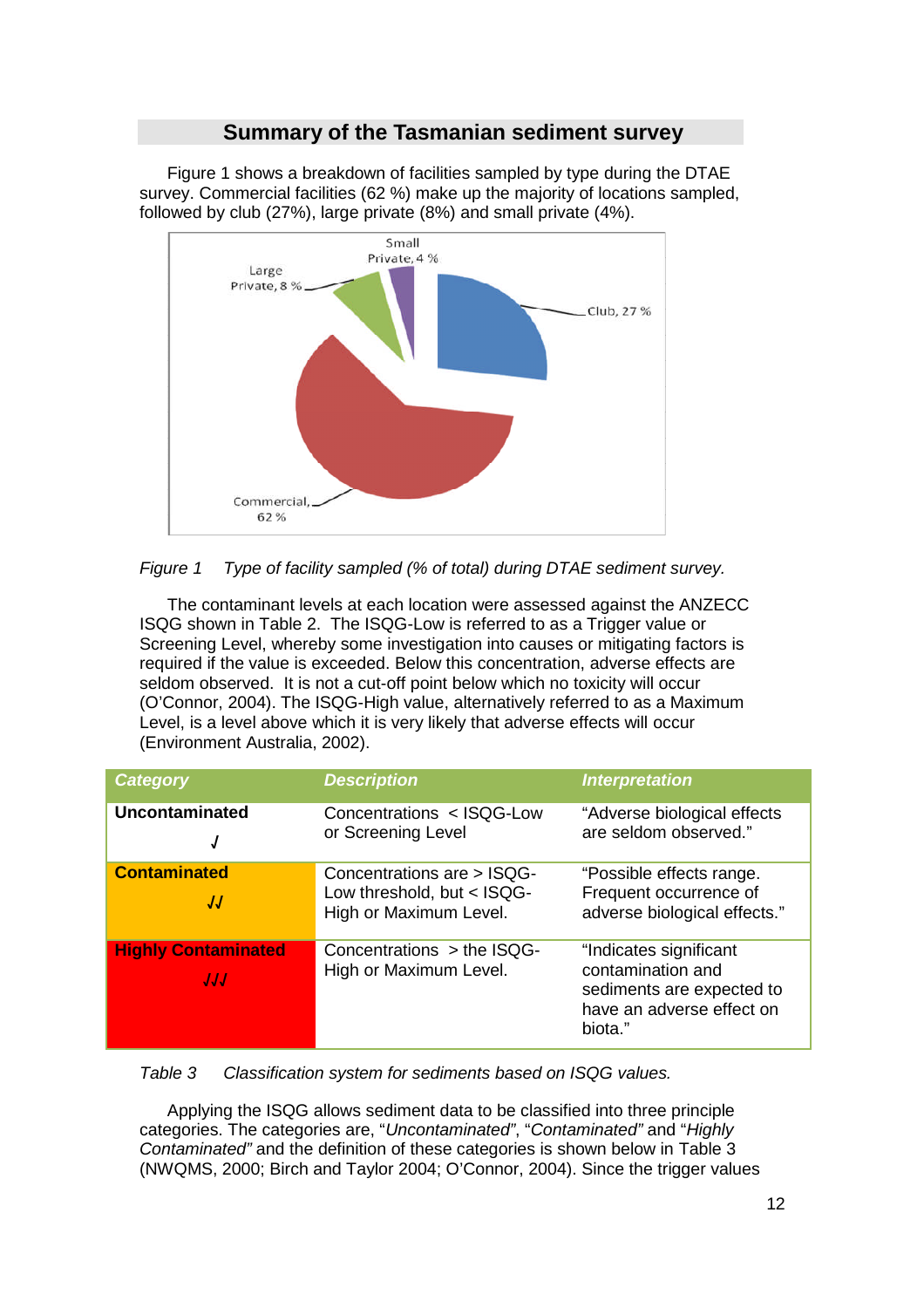## Summary of the Tasmanian sediment survey

Figure 1 shows a breakdown of facilities sampled by type during the DTAE survey. Commercial facilities (62 %) make up the majority of locations sampled, followed by club (27%), large private (8%) and small private (4%).

*Figure 1 Type of facility sampled (% of total) during DTAE sediment survey.*

The contaminant levels at each location were assessed against the ANZECC ISQG shown in Table 2. The ISQG-Low is referred to as a Trigger value or Screening Level, whereby some investigation into causes or mitigating factors is required if the value is exceeded. Below this concentration, adverse effects are seldom observed. It is not a cut-off point below which no toxicity will occur (O'Connor, 2004). The ISQG-High value, alternatively referred to as a Maximum Level, is a level above which it is very likely that adverse effects will occur (Environment Australia, 2002).

| Category | Description | Interpretation |
|---|---|---|
| **Uncontaminated** √ | Concentrations < ISQG-Low or Screening Level | "Adverse biological effects are seldom observed." |
| **Contaminated** √√ | Concentrations are > ISQG-Low threshold, but < ISQG-High or Maximum Level. | "Possible effects range. Frequent occurrence of adverse biological effects." |
| **Highly Contaminated** √√√ | Concentrations > the ISQG-High or Maximum Level. | "Indicates significant contamination and sediments are expected to have an adverse effect on biota." |

*Table 3 Classification system for sediments based on ISQG values.*

Applying the ISQG allows sediment data to be classified into three principle categories. The categories are, "*Uncontaminated*", "*Contaminated*" and "*Highly Contaminated*" and the definition of these categories is shown below in Table 3 (NWQMS, 2000; Birch and Taylor 2004; O'Connor, 2004). Since the trigger values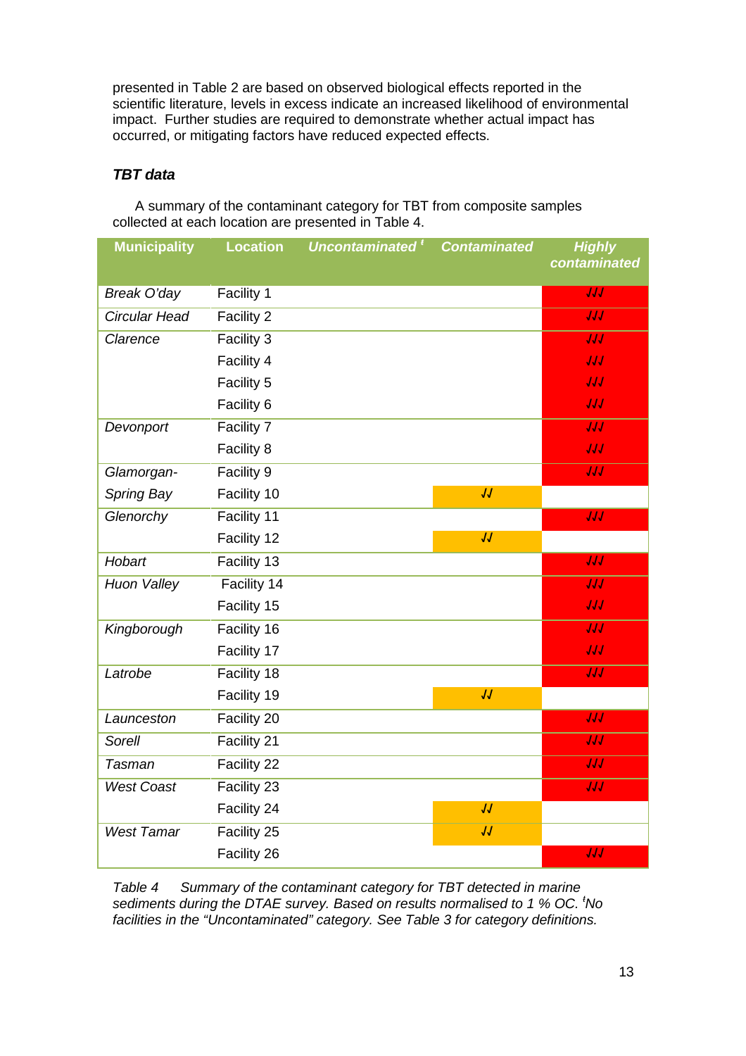presented in Table 2 are based on observed biological effects reported in the scientific literature, levels in excess indicate an increased likelihood of environmental impact. Further studies are required to demonstrate whether actual impact has occurred, or mitigating factors have reduced expected effects.

### *TBT data*

A summary of the contaminant category for TBT from composite samples collected at each location are presented in Table 4.

| Municipality | Location | *Uncontaminated* [ŧ] | *Contaminated* | *Highly contaminated* |
|---|---|---|---|---|
| *Break O'day* | Facility 1 | | | √√√ |
| *Circular Head* | Facility 2 | | | √√√ |
| *Clarence* | Facility 3 | | | √√√ |
| | Facility 4 | | | √√√ |
| | Facility 5 | | | √√√ |
| | Facility 6 | | | √√√ |
| *Devonport* | Facility 7 | | | √√√ |
| | Facility 8 | | | √√√ |
| *Glamorgan-Spring Bay* | Facility 9 | | | √√√ |
| | Facility 10 | | √√ | |
| *Glenorchy* | Facility 11 | | | √√√ |
| | Facility 12 | | √√ | |
| *Hobart* | Facility 13 | | | √√√ |
| *Huon Valley* | Facility 14 | | | √√√ |
| | Facility 15 | | | √√√ |
| *Kingborough* | Facility 16 | | | √√√ |
| | Facility 17 | | | √√√ |
| *Latrobe* | Facility 18 | | | √√√ |
| | Facility 19 | | √√ | |
| *Launceston* | Facility 20 | | | √√√ |
| *Sorell* | Facility 21 | | | √√√ |
| *Tasman* | Facility 22 | | | √√√ |
| *West Coast* | Facility 23 | | | √√√ |
| | Facility 24 | | √√ | |
| *West Tamar* | Facility 25 | | √√ | |
| | Facility 26 | | | √√√ |

*Table 4 Summary of the contaminant category for TBT detected in marine sediments during the DTAE survey. Based on results normalised to 1 % OC. [ŧ]No facilities in the "Uncontaminated" category. See Table 3 for category definitions.*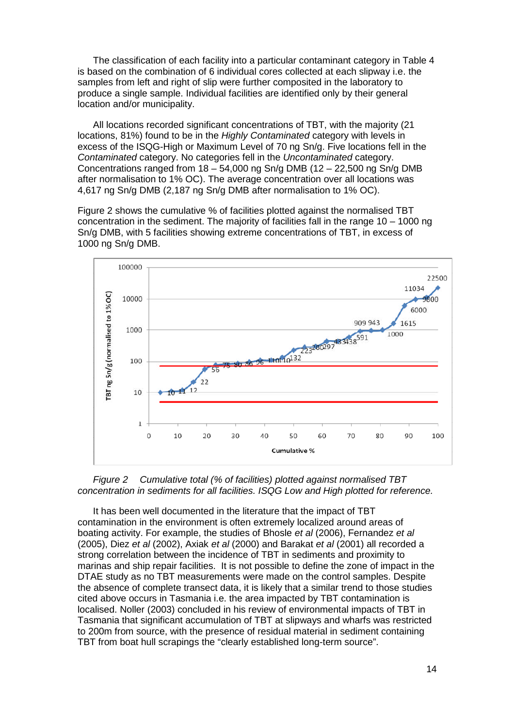The classification of each facility into a particular contaminant category in Table 4 is based on the combination of 6 individual cores collected at each slipway i.e. the samples from left and right of slip were further composited in the laboratory to produce a single sample. Individual facilities are identified only by their general location and/or municipality.

All locations recorded significant concentrations of TBT, with the majority (21 locations, 81%) found to be in the *Highly Contaminated* category with levels in excess of the ISQG-High or Maximum Level of 70 ng Sn/g. Five locations fell in the *Contaminated* category. No categories fell in the *Uncontaminated* category. Concentrations ranged from 18 – 54,000 ng Sn/g DMB (12 – 22,500 ng Sn/g DMB after normalisation to 1% OC). The average concentration over all locations was 4,617 ng Sn/g DMB (2,187 ng Sn/g DMB after normalisation to 1% OC).

Figure 2 shows the cumulative % of facilities plotted against the normalised TBT concentration in the sediment. The majority of facilities fall in the range 10 – 1000 ng Sn/g DMB, with 5 facilities showing extreme concentrations of TBT, in excess of 1000 ng Sn/g DMB.

*Figure 2 Cumulative total (% of facilities) plotted against normalised TBT concentration in sediments for all facilities. ISQG Low and High plotted for reference.*

It has been well documented in the literature that the impact of TBT contamination in the environment is often extremely localized around areas of boating activity. For example, the studies of Bhosle *et al* (2006), Fernandez *et al* (2005), Diez *et al* (2002), Axiak *et al* (2000) and Barakat *et al* (2001) all recorded a strong correlation between the incidence of TBT in sediments and proximity to marinas and ship repair facilities. It is not possible to define the zone of impact in the DTAE study as no TBT measurements were made on the control samples. Despite the absence of complete transect data, it is likely that a similar trend to those studies cited above occurs in Tasmania i.e. the area impacted by TBT contamination is localised. Noller (2003) concluded in his review of environmental impacts of TBT in Tasmania that significant accumulation of TBT at slipways and wharfs was restricted to 200m from source, with the presence of residual material in sediment containing TBT from boat hull scrapings the "clearly established long-term source".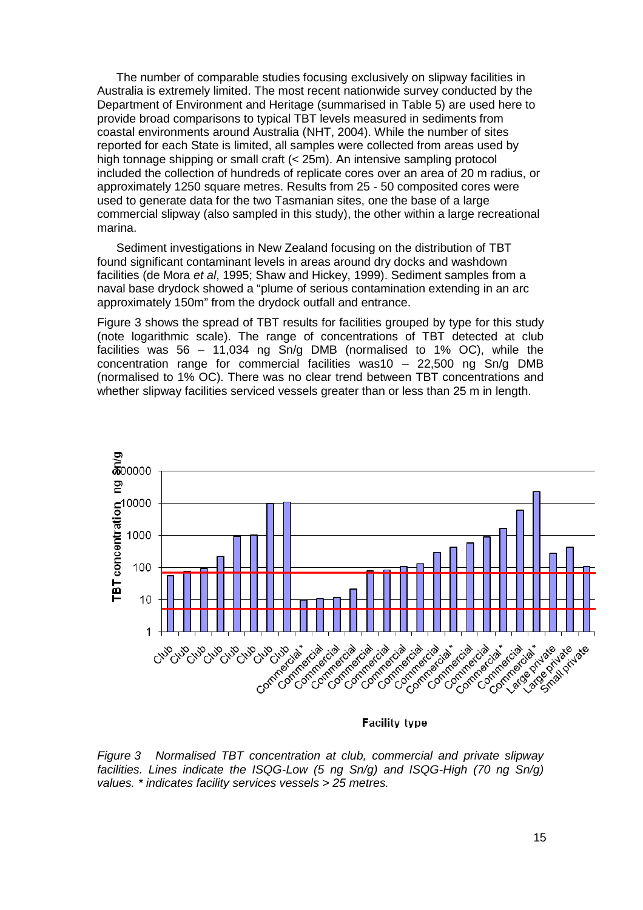The number of comparable studies focusing exclusively on slipway facilities in Australia is extremely limited. The most recent nationwide survey conducted by the Department of Environment and Heritage (summarised in Table 5) are used here to provide broad comparisons to typical TBT levels measured in sediments from coastal environments around Australia (NHT, 2004). While the number of sites reported for each State is limited, all samples were collected from areas used by high tonnage shipping or small craft (< 25m). An intensive sampling protocol included the collection of hundreds of replicate cores over an area of 20 m radius, or approximately 1250 square metres. Results from 25 - 50 composited cores were used to generate data for the two Tasmanian sites, one the base of a large commercial slipway (also sampled in this study), the other within a large recreational marina.

Sediment investigations in New Zealand focusing on the distribution of TBT found significant contaminant levels in areas around dry docks and washdown facilities (de Mora *et al*, 1995; Shaw and Hickey, 1999). Sediment samples from a naval base drydock showed a "plume of serious contamination extending in an arc approximately 150m" from the drydock outfall and entrance.

Figure 3 shows the spread of TBT results for facilities grouped by type for this study (note logarithmic scale). The range of concentrations of TBT detected at club facilities was 56 – 11,034 ng Sn/g DMB (normalised to 1% OC), while the concentration range for commercial facilities was10 – 22,500 ng Sn/g DMB (normalised to 1% OC). There was no clear trend between TBT concentrations and whether slipway facilities serviced vessels greater than or less than 25 m in length.

*Figure 3 Normalised TBT concentration at club, commercial and private slipway facilities. Lines indicate the ISQG-Low (5 ng Sn/g) and ISQG-High (70 ng Sn/g) values. * indicates facility services vessels > 25 metres.*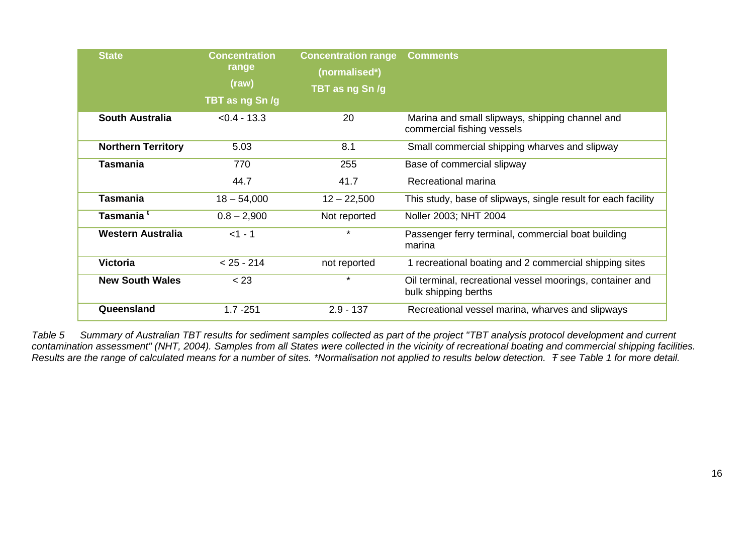| State | Concentration range (raw) TBT as ng Sn /g | Concentration range (normalised*) TBT as ng Sn /g | Comments |
|---|---|---|---|
| **South Australia** | <0.4 - 13.3 | 20 | Marina and small slipways, shipping channel and commercial fishing vessels |
| **Northern Territory** | 5.03 | 8.1 | Small commercial shipping wharves and slipway |
| **Tasmania** | 770 | 255 | Base of commercial slipway |
| | 44.7 | 41.7 | Recreational marina |
| **Tasmania** | 18 – 54,000 | 12 – 22,500 | This study, base of slipways, single result for each facility |
| **Tasmania** [Ŧ] | 0.8 – 2,900 | Not reported | Noller 2003; NHT 2004 |
| **Western Australia** | <1 - 1 | * | Passenger ferry terminal, commercial boat building marina |
| **Victoria** | < 25 - 214 | not reported | 1 recreational boating and 2 commercial shipping sites |
| **New South Wales** | < 23 | * | Oil terminal, recreational vessel moorings, container and bulk shipping berths |
| **Queensland** | 1.7 -251 | 2.9 - 137 | Recreational vessel marina, wharves and slipways |

*Table 5 Summary of Australian TBT results for sediment samples collected as part of the project "TBT analysis protocol development and current contamination assessment" (NHT, 2004). Samples from all States were collected in the vicinity of recreational boating and commercial shipping facilities. Results are the range of calculated means for a number of sites. \*Normalisation not applied to results below detection. Ŧ see Table 1 for more detail.*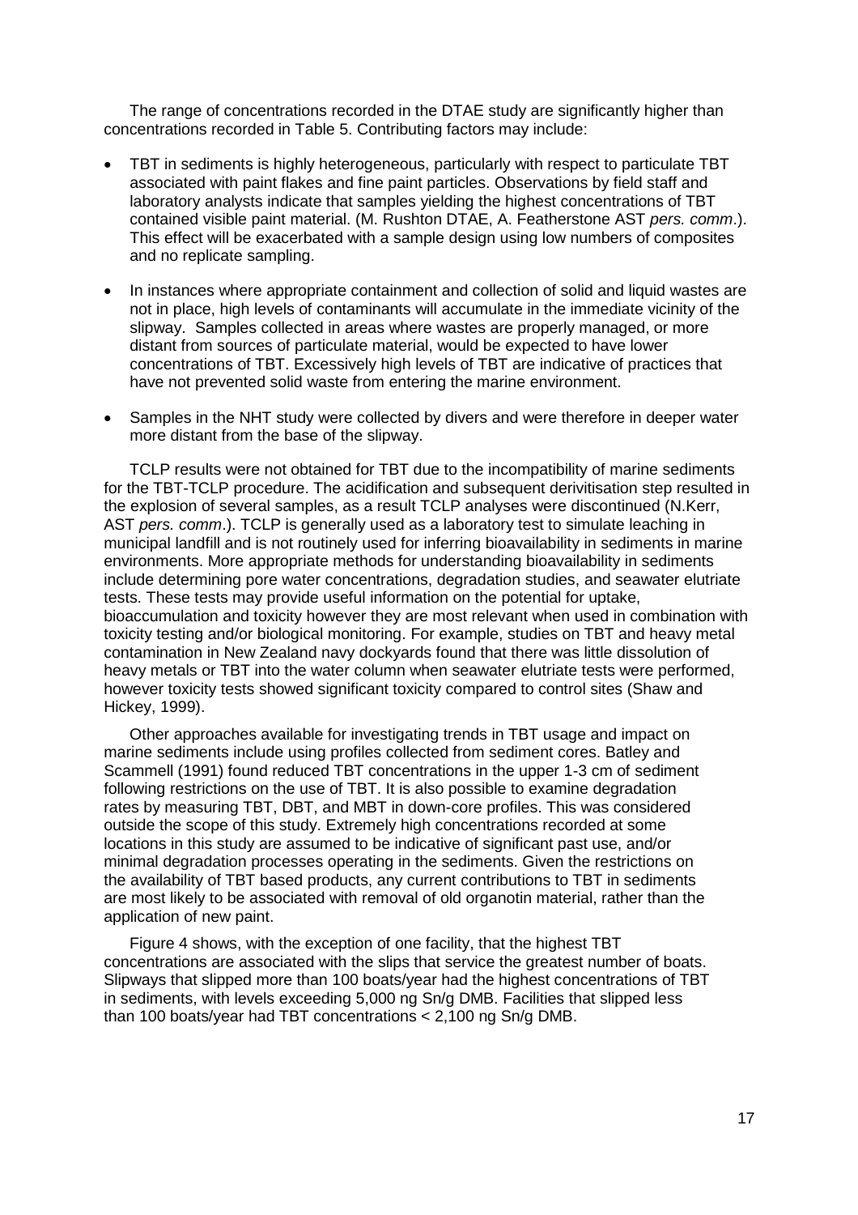The range of concentrations recorded in the DTAE study are significantly higher than concentrations recorded in Table 5. Contributing factors may include:

- TBT in sediments is highly heterogeneous, particularly with respect to particulate TBT associated with paint flakes and fine paint particles. Observations by field staff and laboratory analysts indicate that samples yielding the highest concentrations of TBT contained visible paint material. (M. Rushton DTAE, A. Featherstone AST *pers. comm*.). This effect will be exacerbated with a sample design using low numbers of composites and no replicate sampling.
- In instances where appropriate containment and collection of solid and liquid wastes are not in place, high levels of contaminants will accumulate in the immediate vicinity of the slipway. Samples collected in areas where wastes are properly managed, or more distant from sources of particulate material, would be expected to have lower concentrations of TBT. Excessively high levels of TBT are indicative of practices that have not prevented solid waste from entering the marine environment.
- Samples in the NHT study were collected by divers and were therefore in deeper water more distant from the base of the slipway.

TCLP results were not obtained for TBT due to the incompatibility of marine sediments for the TBT-TCLP procedure. The acidification and subsequent derivitisation step resulted in the explosion of several samples, as a result TCLP analyses were discontinued (N.Kerr, AST *pers. comm*.). TCLP is generally used as a laboratory test to simulate leaching in municipal landfill and is not routinely used for inferring bioavailability in sediments in marine environments. More appropriate methods for understanding bioavailability in sediments include determining pore water concentrations, degradation studies, and seawater elutriate tests. These tests may provide useful information on the potential for uptake, bioaccumulation and toxicity however they are most relevant when used in combination with toxicity testing and/or biological monitoring. For example, studies on TBT and heavy metal contamination in New Zealand navy dockyards found that there was little dissolution of heavy metals or TBT into the water column when seawater elutriate tests were performed, however toxicity tests showed significant toxicity compared to control sites (Shaw and Hickey, 1999).

Other approaches available for investigating trends in TBT usage and impact on marine sediments include using profiles collected from sediment cores. Batley and Scammell (1991) found reduced TBT concentrations in the upper 1-3 cm of sediment following restrictions on the use of TBT. It is also possible to examine degradation rates by measuring TBT, DBT, and MBT in down-core profiles. This was considered outside the scope of this study. Extremely high concentrations recorded at some locations in this study are assumed to be indicative of significant past use, and/or minimal degradation processes operating in the sediments. Given the restrictions on the availability of TBT based products, any current contributions to TBT in sediments are most likely to be associated with removal of old organotin material, rather than the application of new paint.

Figure 4 shows, with the exception of one facility, that the highest TBT concentrations are associated with the slips that service the greatest number of boats. Slipways that slipped more than 100 boats/year had the highest concentrations of TBT in sediments, with levels exceeding 5,000 ng Sn/g DMB. Facilities that slipped less than 100 boats/year had TBT concentrations < 2,100 ng Sn/g DMB.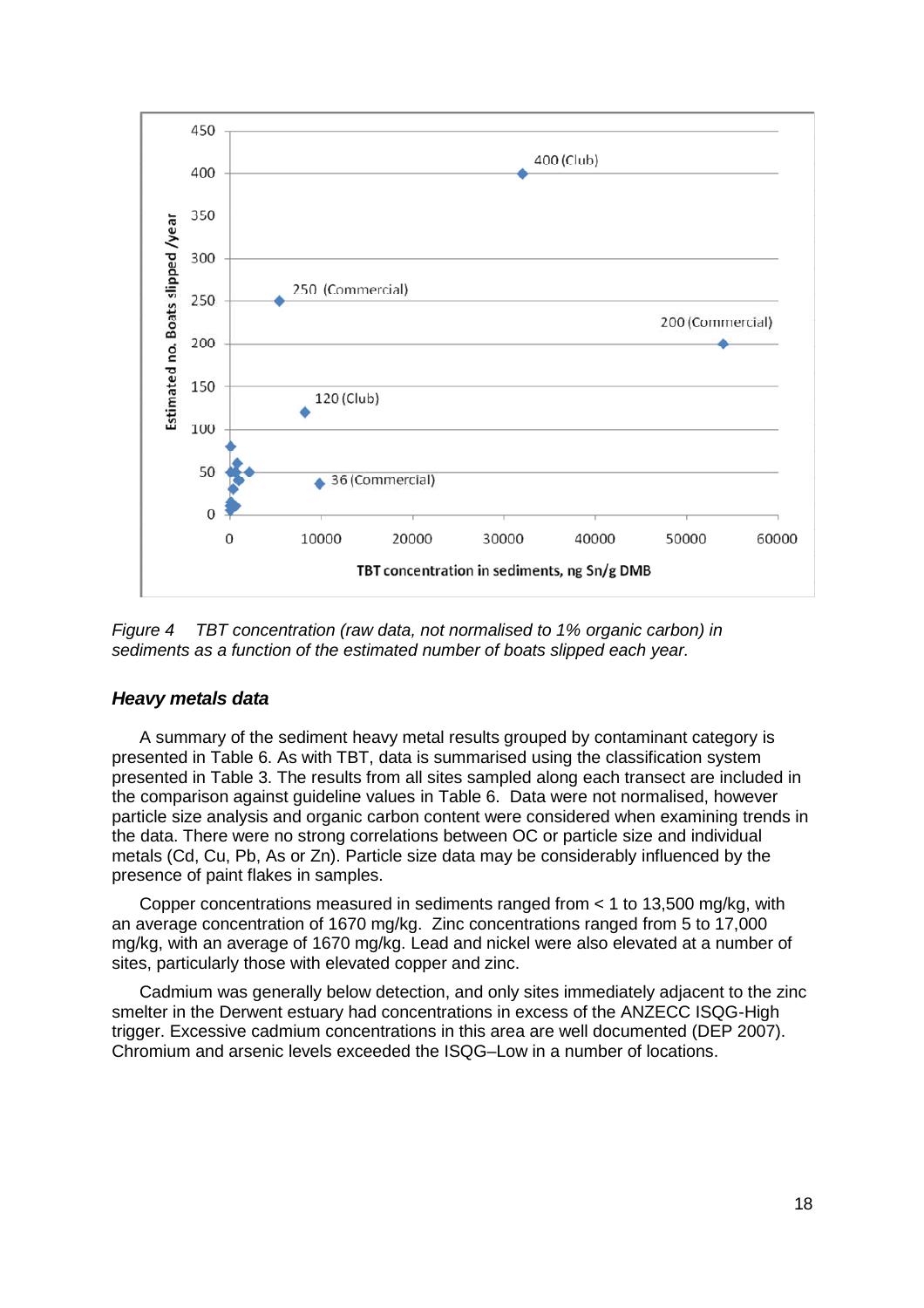*Figure 4  TBT concentration (raw data, not normalised to 1% organic carbon) in sediments as a function of the estimated number of boats slipped each year.*

### *Heavy metals data*

A summary of the sediment heavy metal results grouped by contaminant category is presented in Table 6. As with TBT, data is summarised using the classification system presented in Table 3. The results from all sites sampled along each transect are included in the comparison against guideline values in Table 6. Data were not normalised, however particle size analysis and organic carbon content were considered when examining trends in the data. There were no strong correlations between OC or particle size and individual metals (Cd, Cu, Pb, As or Zn). Particle size data may be considerably influenced by the presence of paint flakes in samples.

Copper concentrations measured in sediments ranged from < 1 to 13,500 mg/kg, with an average concentration of 1670 mg/kg. Zinc concentrations ranged from 5 to 17,000 mg/kg, with an average of 1670 mg/kg. Lead and nickel were also elevated at a number of sites, particularly those with elevated copper and zinc.

Cadmium was generally below detection, and only sites immediately adjacent to the zinc smelter in the Derwent estuary had concentrations in excess of the ANZECC ISQG-High trigger. Excessive cadmium concentrations in this area are well documented (DEP 2007). Chromium and arsenic levels exceeded the ISQG–Low in a number of locations.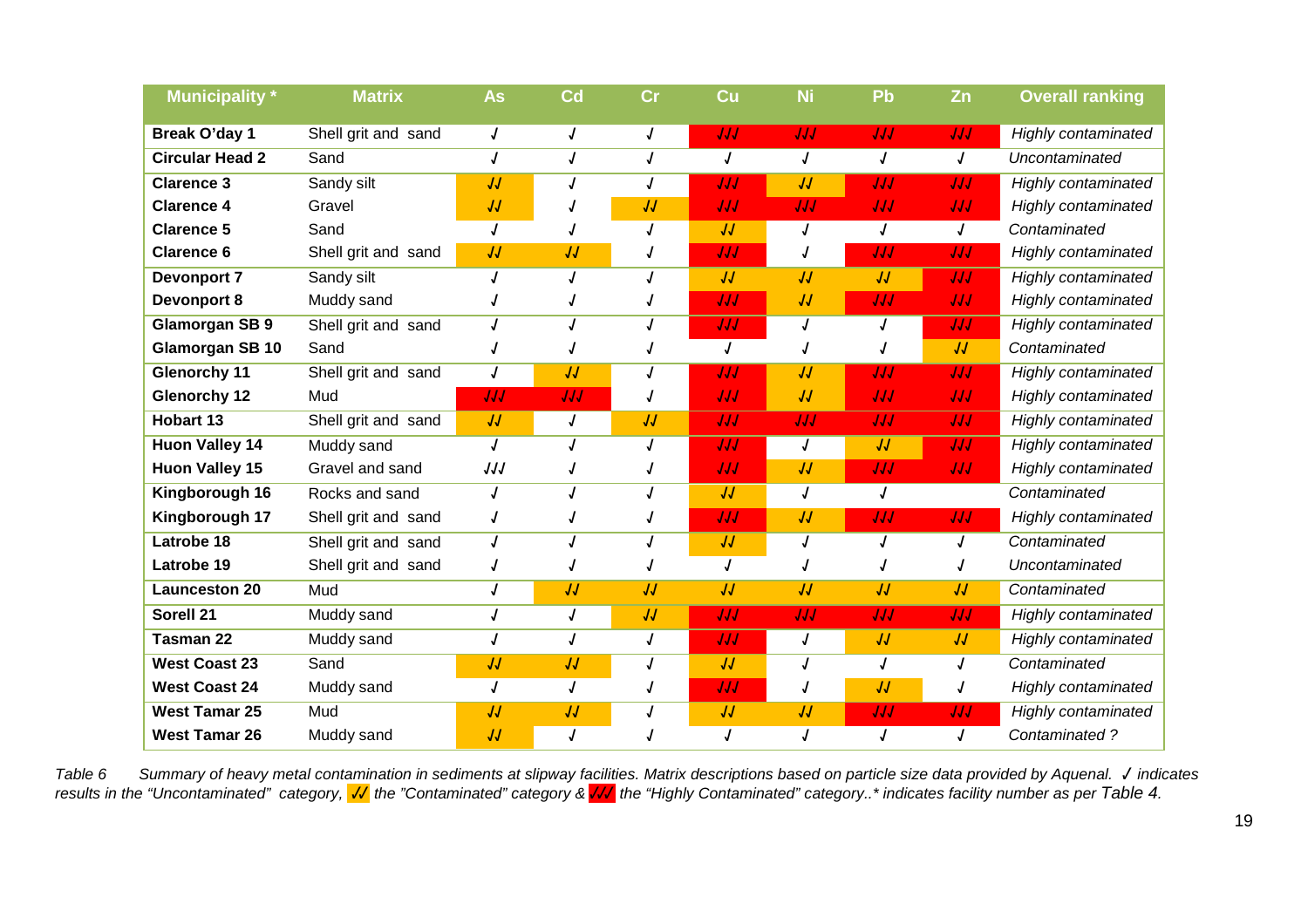| Municipality * | Matrix | As | Cd | Cr | Cu | Ni | Pb | Zn | Overall ranking |
|---|---|---|---|---|---|---|---|---|---|
| **Break O'day 1** | Shell grit and sand | √ | √ | √ | √√√ | √√√ | √√√ | √√√ | *Highly contaminated* |
| **Circular Head 2** | Sand | √ | √ | √ | √ | √ | √ | √ | *Uncontaminated* |
| **Clarence 3** | Sandy silt | √√ | √ | √ | √√√ | √√ | √√√ | √√√ | *Highly contaminated* |
| **Clarence 4** | Gravel | √√ | √ | √√ | √√√ | √√√ | √√√ | √√√ | *Highly contaminated* |
| **Clarence 5** | Sand | √ | √ | √ | √√ | √ | √ | √ | *Contaminated* |
| **Clarence 6** | Shell grit and sand | √√ | √√ | √ | √√√ | √ | √√√ | √√√ | *Highly contaminated* |
| **Devonport 7** | Sandy silt | √ | √ | √ | √√ | √√ | √√ | √√√ | *Highly contaminated* |
| **Devonport 8** | Muddy sand | √ | √ | √ | √√√ | √√ | √√√ | √√√ | *Highly contaminated* |
| **Glamorgan SB 9** | Shell grit and sand | √ | √ | √ | √√√ | √ | √ | √√√ | *Highly contaminated* |
| **Glamorgan SB 10** | Sand | √ | √ | √ | √ | √ | √ | √√ | *Contaminated* |
| **Glenorchy 11** | Shell grit and sand | √ | √√ | √ | √√√ | √√ | √√√ | √√√ | *Highly contaminated* |
| **Glenorchy 12** | Mud | √√√ | √√√ | √ | √√√ | √√ | √√√ | √√√ | *Highly contaminated* |
| **Hobart 13** | Shell grit and sand | √√ | √ | √√ | √√√ | √√√ | √√√ | √√√ | *Highly contaminated* |
| **Huon Valley 14** | Muddy sand | √ | √ | √ | √√√ | √ | √√ | √√√ | *Highly contaminated* |
| **Huon Valley 15** | Gravel and sand | √√√ | √ | √ | √√√ | √√ | √√√ | √√√ | *Highly contaminated* |
| **Kingborough 16** | Rocks and sand | √ | √ | √ | √√ | √ | √ | | *Contaminated* |
| **Kingborough 17** | Shell grit and sand | √ | √ | √ | √√√ | √√ | √√√ | √√√ | *Highly contaminated* |
| **Latrobe 18** | Shell grit and sand | √ | √ | √ | √√ | √ | √ | √ | *Contaminated* |
| **Latrobe 19** | Shell grit and sand | √ | √ | √ | √ | √ | √ | √ | *Uncontaminated* |
| **Launceston 20** | Mud | √ | √√ | √√ | √√ | √√ | √√ | √√ | *Contaminated* |
| **Sorell 21** | Muddy sand | √ | √ | √√ | √√√ | √√√ | √√√ | √√√ | *Highly contaminated* |
| **Tasman 22** | Muddy sand | √ | √ | √ | √√√ | √ | √√ | √√ | *Highly contaminated* |
| **West Coast 23** | Sand | √√ | √√ | √ | √√ | √ | √ | √ | *Contaminated* |
| **West Coast 24** | Muddy sand | √ | √ | √ | √√√ | √ | √√ | √ | *Highly contaminated* |
| **West Tamar 25** | Mud | √√ | √√ | √ | √√ | √√ | √√√ | √√√ | *Highly contaminated* |
| **West Tamar 26** | Muddy sand | √√ | √ | √ | √ | √ | √ | √ | *Contaminated ?* |

*Table 6 Summary of heavy metal contamination in sediments at slipway facilities. Matrix descriptions based on particle size data provided by Aquenal. ✓ indicates results in the "Uncontaminated" category, √√ the "Contaminated" category & √√√ the "Highly Contaminated" category..\* indicates facility number as per Table 4.*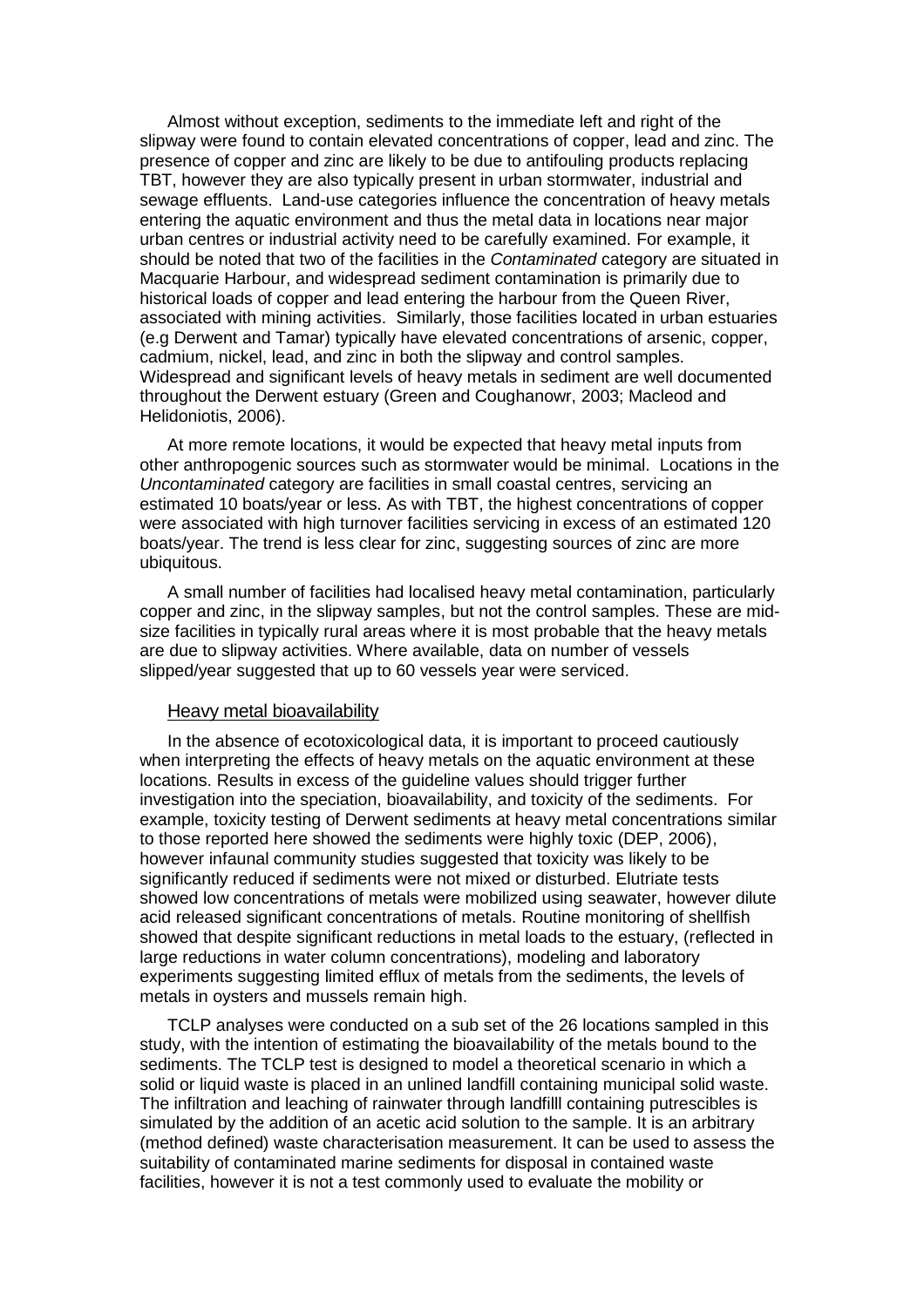Almost without exception, sediments to the immediate left and right of the slipway were found to contain elevated concentrations of copper, lead and zinc. The presence of copper and zinc are likely to be due to antifouling products replacing TBT, however they are also typically present in urban stormwater, industrial and sewage effluents. Land-use categories influence the concentration of heavy metals entering the aquatic environment and thus the metal data in locations near major urban centres or industrial activity need to be carefully examined. For example, it should be noted that two of the facilities in the *Contaminated* category are situated in Macquarie Harbour, and widespread sediment contamination is primarily due to historical loads of copper and lead entering the harbour from the Queen River, associated with mining activities. Similarly, those facilities located in urban estuaries (e.g Derwent and Tamar) typically have elevated concentrations of arsenic, copper, cadmium, nickel, lead, and zinc in both the slipway and control samples. Widespread and significant levels of heavy metals in sediment are well documented throughout the Derwent estuary (Green and Coughanowr, 2003; Macleod and Helidoniotis, 2006).

At more remote locations, it would be expected that heavy metal inputs from other anthropogenic sources such as stormwater would be minimal. Locations in the *Uncontaminated* category are facilities in small coastal centres, servicing an estimated 10 boats/year or less. As with TBT, the highest concentrations of copper were associated with high turnover facilities servicing in excess of an estimated 120 boats/year. The trend is less clear for zinc, suggesting sources of zinc are more ubiquitous.

A small number of facilities had localised heavy metal contamination, particularly copper and zinc, in the slipway samples, but not the control samples. These are mid-size facilities in typically rural areas where it is most probable that the heavy metals are due to slipway activities. Where available, data on number of vessels slipped/year suggested that up to 60 vessels year were serviced.

### Heavy metal bioavailability

In the absence of ecotoxicological data, it is important to proceed cautiously when interpreting the effects of heavy metals on the aquatic environment at these locations. Results in excess of the guideline values should trigger further investigation into the speciation, bioavailability, and toxicity of the sediments. For example, toxicity testing of Derwent sediments at heavy metal concentrations similar to those reported here showed the sediments were highly toxic (DEP, 2006), however infaunal community studies suggested that toxicity was likely to be significantly reduced if sediments were not mixed or disturbed. Elutriate tests showed low concentrations of metals were mobilized using seawater, however dilute acid released significant concentrations of metals. Routine monitoring of shellfish showed that despite significant reductions in metal loads to the estuary, (reflected in large reductions in water column concentrations), modeling and laboratory experiments suggesting limited efflux of metals from the sediments, the levels of metals in oysters and mussels remain high.

TCLP analyses were conducted on a sub set of the 26 locations sampled in this study, with the intention of estimating the bioavailability of the metals bound to the sediments. The TCLP test is designed to model a theoretical scenario in which a solid or liquid waste is placed in an unlined landfill containing municipal solid waste. The infiltration and leaching of rainwater through landfilll containing putrescibles is simulated by the addition of an acetic acid solution to the sample. It is an arbitrary (method defined) waste characterisation measurement. It can be used to assess the suitability of contaminated marine sediments for disposal in contained waste facilities, however it is not a test commonly used to evaluate the mobility or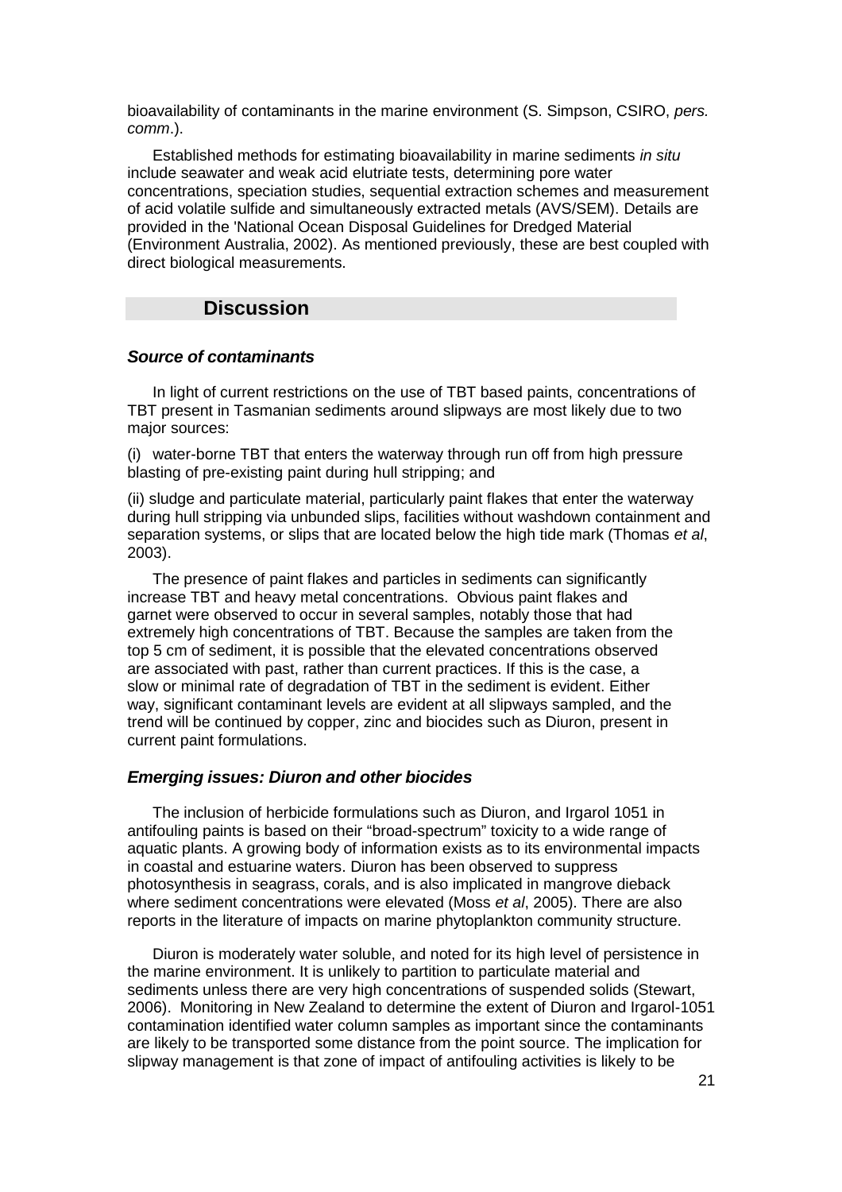bioavailability of contaminants in the marine environment (S. Simpson, CSIRO, *pers. comm*.).

Established methods for estimating bioavailability in marine sediments *in situ* include seawater and weak acid elutriate tests, determining pore water concentrations, speciation studies, sequential extraction schemes and measurement of acid volatile sulfide and simultaneously extracted metals (AVS/SEM). Details are provided in the 'National Ocean Disposal Guidelines for Dredged Material (Environment Australia, 2002). As mentioned previously, these are best coupled with direct biological measurements.

## Discussion

### *Source of contaminants*

In light of current restrictions on the use of TBT based paints, concentrations of TBT present in Tasmanian sediments around slipways are most likely due to two major sources:

(i) water-borne TBT that enters the waterway through run off from high pressure blasting of pre-existing paint during hull stripping; and

(ii) sludge and particulate material, particularly paint flakes that enter the waterway during hull stripping via unbunded slips, facilities without washdown containment and separation systems, or slips that are located below the high tide mark (Thomas *et al*, 2003).

The presence of paint flakes and particles in sediments can significantly increase TBT and heavy metal concentrations. Obvious paint flakes and garnet were observed to occur in several samples, notably those that had extremely high concentrations of TBT. Because the samples are taken from the top 5 cm of sediment, it is possible that the elevated concentrations observed are associated with past, rather than current practices. If this is the case, a slow or minimal rate of degradation of TBT in the sediment is evident. Either way, significant contaminant levels are evident at all slipways sampled, and the trend will be continued by copper, zinc and biocides such as Diuron, present in current paint formulations.

### *Emerging issues: Diuron and other biocides*

The inclusion of herbicide formulations such as Diuron, and Irgarol 1051 in antifouling paints is based on their "broad-spectrum" toxicity to a wide range of aquatic plants. A growing body of information exists as to its environmental impacts in coastal and estuarine waters. Diuron has been observed to suppress photosynthesis in seagrass, corals, and is also implicated in mangrove dieback where sediment concentrations were elevated (Moss *et al*, 2005). There are also reports in the literature of impacts on marine phytoplankton community structure.

Diuron is moderately water soluble, and noted for its high level of persistence in the marine environment. It is unlikely to partition to particulate material and sediments unless there are very high concentrations of suspended solids (Stewart, 2006). Monitoring in New Zealand to determine the extent of Diuron and Irgarol-1051 contamination identified water column samples as important since the contaminants are likely to be transported some distance from the point source. The implication for slipway management is that zone of impact of antifouling activities is likely to be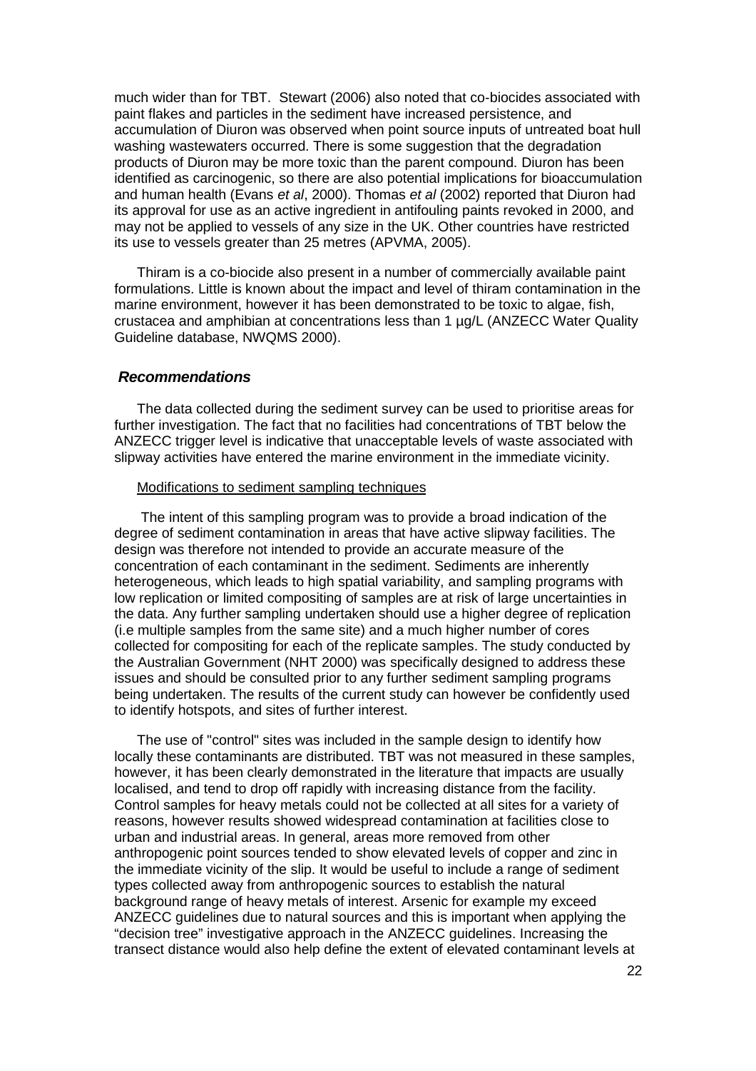much wider than for TBT. Stewart (2006) also noted that co-biocides associated with paint flakes and particles in the sediment have increased persistence, and accumulation of Diuron was observed when point source inputs of untreated boat hull washing wastewaters occurred. There is some suggestion that the degradation products of Diuron may be more toxic than the parent compound. Diuron has been identified as carcinogenic, so there are also potential implications for bioaccumulation and human health (Evans *et al*, 2000). Thomas *et al* (2002) reported that Diuron had its approval for use as an active ingredient in antifouling paints revoked in 2000, and may not be applied to vessels of any size in the UK. Other countries have restricted its use to vessels greater than 25 metres (APVMA, 2005).

Thiram is a co-biocide also present in a number of commercially available paint formulations. Little is known about the impact and level of thiram contamination in the marine environment, however it has been demonstrated to be toxic to algae, fish, crustacea and amphibian at concentrations less than 1 µg/L (ANZECC Water Quality Guideline database, NWQMS 2000).

### *Recommendations*

The data collected during the sediment survey can be used to prioritise areas for further investigation. The fact that no facilities had concentrations of TBT below the ANZECC trigger level is indicative that unacceptable levels of waste associated with slipway activities have entered the marine environment in the immediate vicinity.

Modifications to sediment sampling techniques

The intent of this sampling program was to provide a broad indication of the degree of sediment contamination in areas that have active slipway facilities. The design was therefore not intended to provide an accurate measure of the concentration of each contaminant in the sediment. Sediments are inherently heterogeneous, which leads to high spatial variability, and sampling programs with low replication or limited compositing of samples are at risk of large uncertainties in the data. Any further sampling undertaken should use a higher degree of replication (i.e multiple samples from the same site) and a much higher number of cores collected for compositing for each of the replicate samples. The study conducted by the Australian Government (NHT 2000) was specifically designed to address these issues and should be consulted prior to any further sediment sampling programs being undertaken. The results of the current study can however be confidently used to identify hotspots, and sites of further interest.

The use of "control" sites was included in the sample design to identify how locally these contaminants are distributed. TBT was not measured in these samples, however, it has been clearly demonstrated in the literature that impacts are usually localised, and tend to drop off rapidly with increasing distance from the facility. Control samples for heavy metals could not be collected at all sites for a variety of reasons, however results showed widespread contamination at facilities close to urban and industrial areas. In general, areas more removed from other anthropogenic point sources tended to show elevated levels of copper and zinc in the immediate vicinity of the slip. It would be useful to include a range of sediment types collected away from anthropogenic sources to establish the natural background range of heavy metals of interest. Arsenic for example my exceed ANZECC guidelines due to natural sources and this is important when applying the "decision tree" investigative approach in the ANZECC guidelines. Increasing the transect distance would also help define the extent of elevated contaminant levels at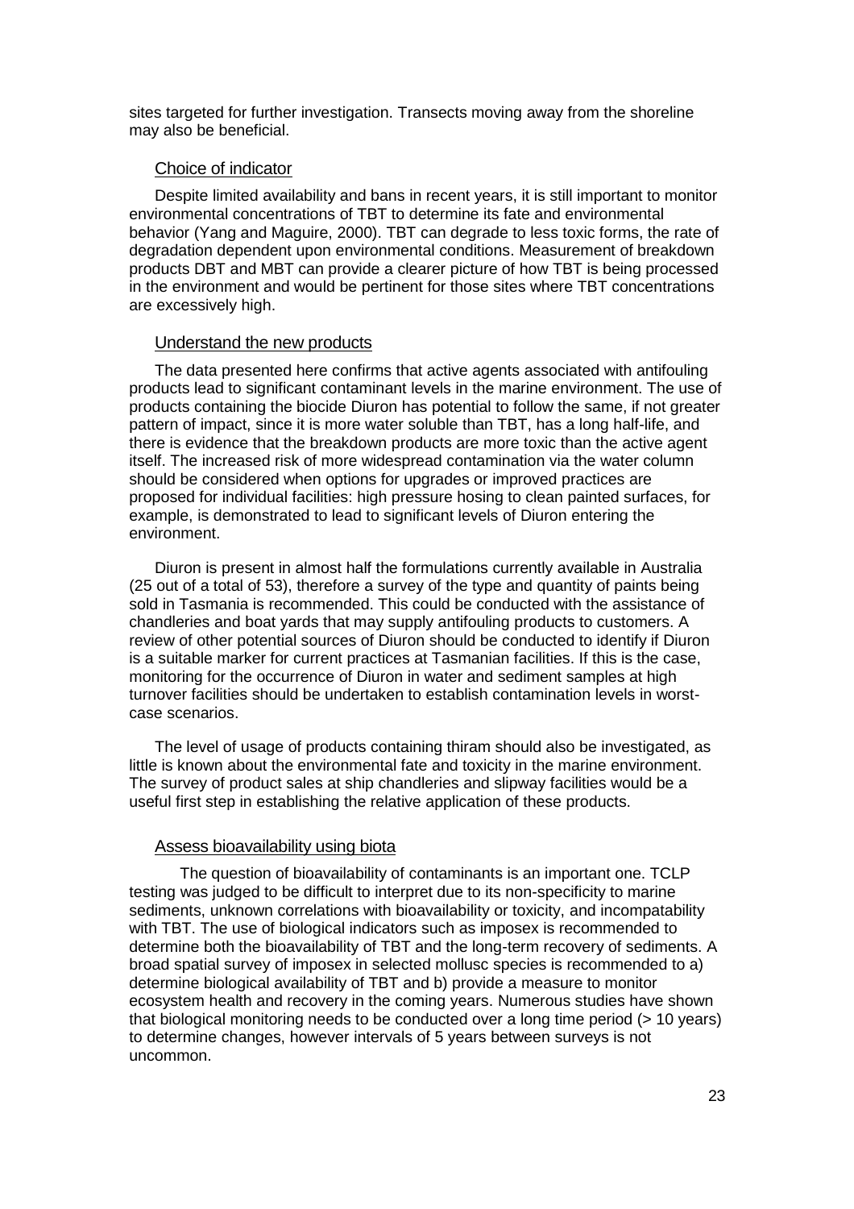sites targeted for further investigation. Transects moving away from the shoreline may also be beneficial.

### Choice of indicator

Despite limited availability and bans in recent years, it is still important to monitor environmental concentrations of TBT to determine its fate and environmental behavior (Yang and Maguire, 2000). TBT can degrade to less toxic forms, the rate of degradation dependent upon environmental conditions. Measurement of breakdown products DBT and MBT can provide a clearer picture of how TBT is being processed in the environment and would be pertinent for those sites where TBT concentrations are excessively high.

### Understand the new products

The data presented here confirms that active agents associated with antifouling products lead to significant contaminant levels in the marine environment. The use of products containing the biocide Diuron has potential to follow the same, if not greater pattern of impact, since it is more water soluble than TBT, has a long half-life, and there is evidence that the breakdown products are more toxic than the active agent itself. The increased risk of more widespread contamination via the water column should be considered when options for upgrades or improved practices are proposed for individual facilities: high pressure hosing to clean painted surfaces, for example, is demonstrated to lead to significant levels of Diuron entering the environment.

Diuron is present in almost half the formulations currently available in Australia (25 out of a total of 53), therefore a survey of the type and quantity of paints being sold in Tasmania is recommended. This could be conducted with the assistance of chandleries and boat yards that may supply antifouling products to customers. A review of other potential sources of Diuron should be conducted to identify if Diuron is a suitable marker for current practices at Tasmanian facilities. If this is the case, monitoring for the occurrence of Diuron in water and sediment samples at high turnover facilities should be undertaken to establish contamination levels in worst-case scenarios.

The level of usage of products containing thiram should also be investigated, as little is known about the environmental fate and toxicity in the marine environment. The survey of product sales at ship chandleries and slipway facilities would be a useful first step in establishing the relative application of these products.

### Assess bioavailability using biota

The question of bioavailability of contaminants is an important one. TCLP testing was judged to be difficult to interpret due to its non-specificity to marine sediments, unknown correlations with bioavailability or toxicity, and incompatability with TBT. The use of biological indicators such as imposex is recommended to determine both the bioavailability of TBT and the long-term recovery of sediments. A broad spatial survey of imposex in selected mollusc species is recommended to a) determine biological availability of TBT and b) provide a measure to monitor ecosystem health and recovery in the coming years. Numerous studies have shown that biological monitoring needs to be conducted over a long time period (> 10 years) to determine changes, however intervals of 5 years between surveys is not uncommon.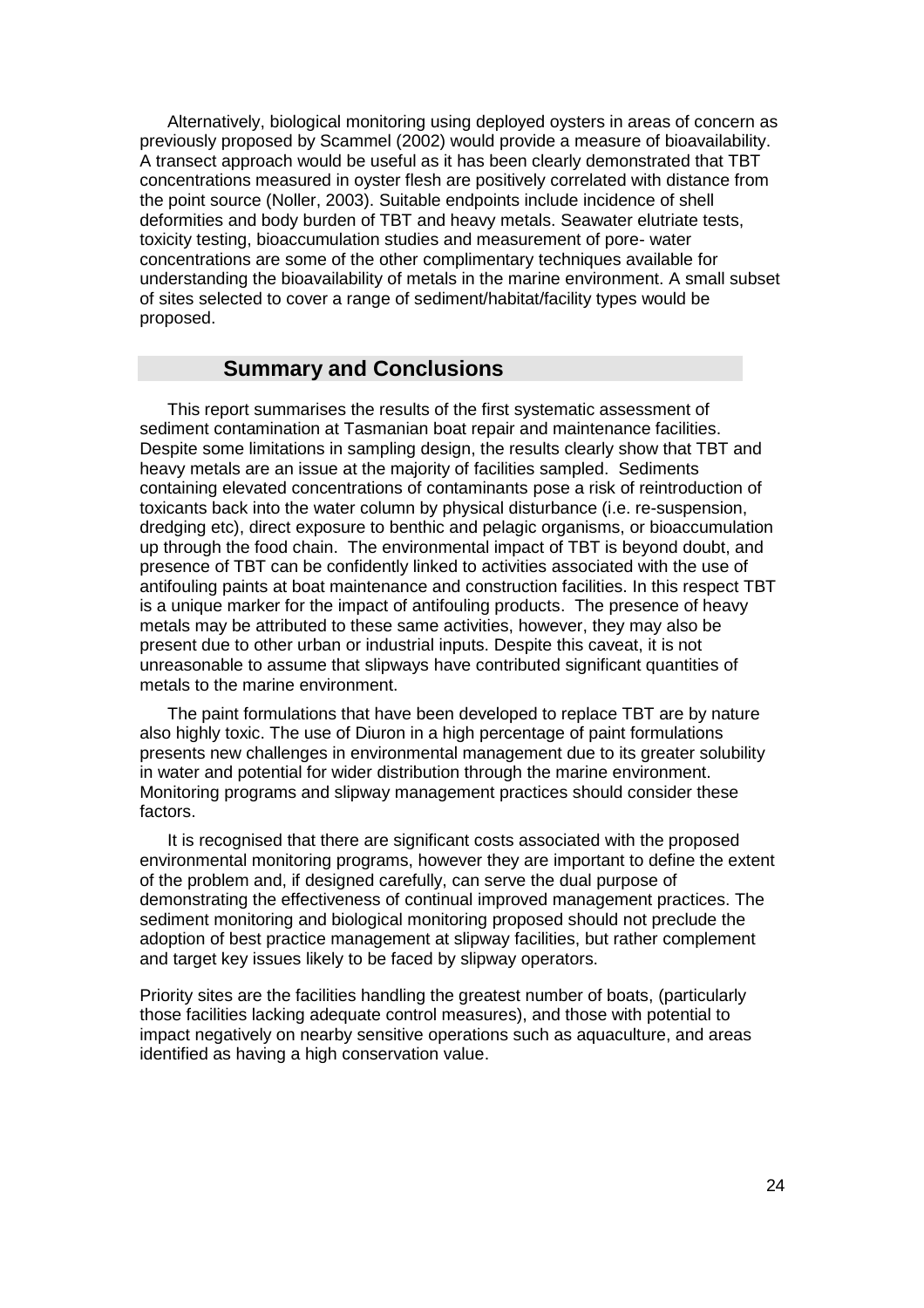Alternatively, biological monitoring using deployed oysters in areas of concern as previously proposed by Scammel (2002) would provide a measure of bioavailability. A transect approach would be useful as it has been clearly demonstrated that TBT concentrations measured in oyster flesh are positively correlated with distance from the point source (Noller, 2003). Suitable endpoints include incidence of shell deformities and body burden of TBT and heavy metals. Seawater elutriate tests, toxicity testing, bioaccumulation studies and measurement of pore- water concentrations are some of the other complimentary techniques available for understanding the bioavailability of metals in the marine environment. A small subset of sites selected to cover a range of sediment/habitat/facility types would be proposed.

## Summary and Conclusions

This report summarises the results of the first systematic assessment of sediment contamination at Tasmanian boat repair and maintenance facilities. Despite some limitations in sampling design, the results clearly show that TBT and heavy metals are an issue at the majority of facilities sampled. Sediments containing elevated concentrations of contaminants pose a risk of reintroduction of toxicants back into the water column by physical disturbance (i.e. re-suspension, dredging etc), direct exposure to benthic and pelagic organisms, or bioaccumulation up through the food chain. The environmental impact of TBT is beyond doubt, and presence of TBT can be confidently linked to activities associated with the use of antifouling paints at boat maintenance and construction facilities. In this respect TBT is a unique marker for the impact of antifouling products. The presence of heavy metals may be attributed to these same activities, however, they may also be present due to other urban or industrial inputs. Despite this caveat, it is not unreasonable to assume that slipways have contributed significant quantities of metals to the marine environment.

The paint formulations that have been developed to replace TBT are by nature also highly toxic. The use of Diuron in a high percentage of paint formulations presents new challenges in environmental management due to its greater solubility in water and potential for wider distribution through the marine environment. Monitoring programs and slipway management practices should consider these factors.

It is recognised that there are significant costs associated with the proposed environmental monitoring programs, however they are important to define the extent of the problem and, if designed carefully, can serve the dual purpose of demonstrating the effectiveness of continual improved management practices. The sediment monitoring and biological monitoring proposed should not preclude the adoption of best practice management at slipway facilities, but rather complement and target key issues likely to be faced by slipway operators.

Priority sites are the facilities handling the greatest number of boats, (particularly those facilities lacking adequate control measures), and those with potential to impact negatively on nearby sensitive operations such as aquaculture, and areas identified as having a high conservation value.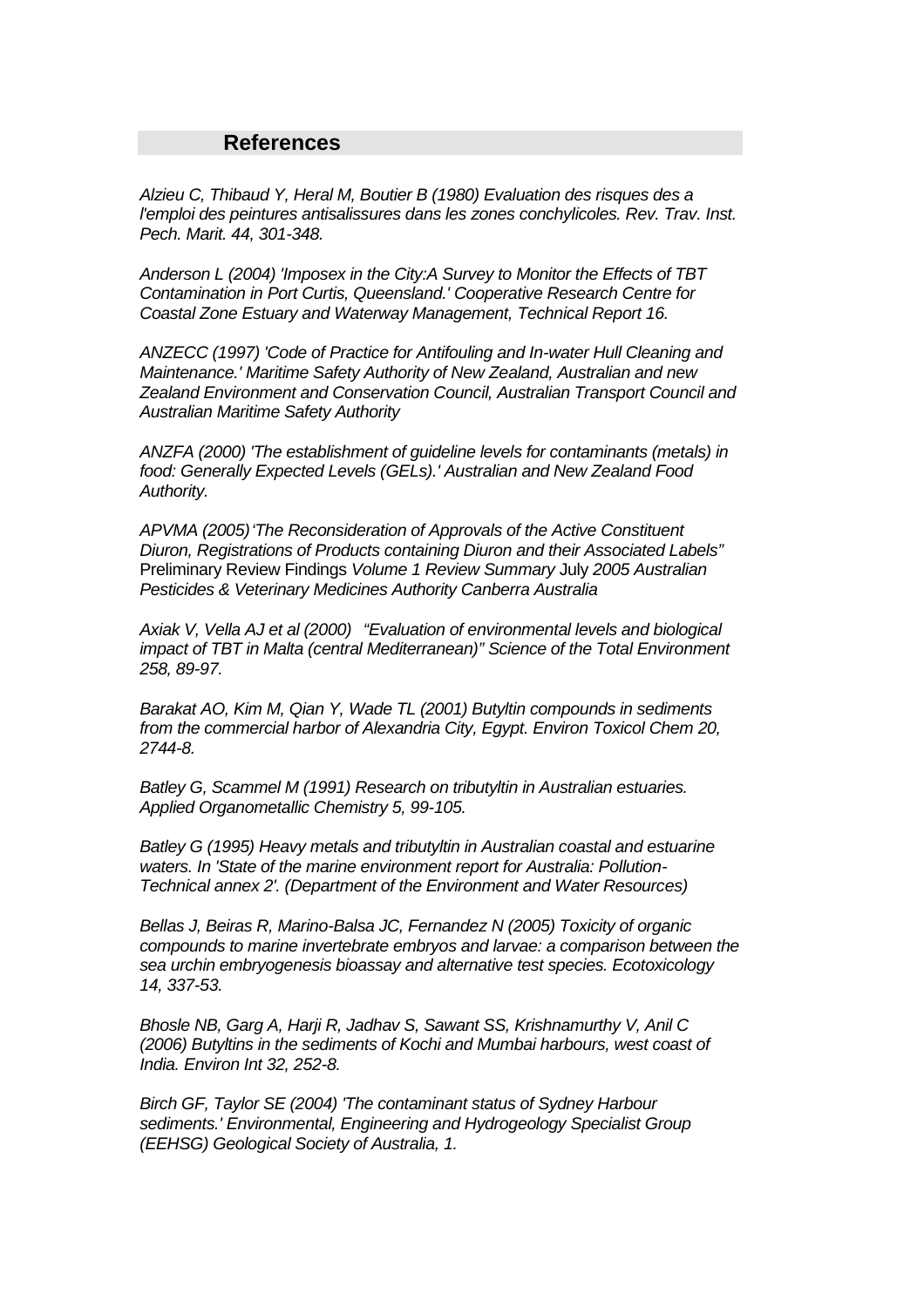## References

*Alzieu C, Thibaud Y, Heral M, Boutier B (1980) Evaluation des risques des a l'emploi des peintures antisalissures dans les zones conchylicoles. Rev. Trav. Inst. Pech. Marit. 44, 301-348.*

*Anderson L (2004) 'Imposex in the City:A Survey to Monitor the Effects of TBT Contamination in Port Curtis, Queensland.' Cooperative Research Centre for Coastal Zone Estuary and Waterway Management, Technical Report 16.*

*ANZECC (1997) 'Code of Practice for Antifouling and In-water Hull Cleaning and Maintenance.' Maritime Safety Authority of New Zealand, Australian and new Zealand Environment and Conservation Council, Australian Transport Council and Australian Maritime Safety Authority*

*ANZFA (2000) 'The establishment of guideline levels for contaminants (metals) in food: Generally Expected Levels (GELs).' Australian and New Zealand Food Authority.*

*APVMA (2005)'The Reconsideration of Approvals of the Active Constituent Diuron, Registrations of Products containing Diuron and their Associated Labels"* Preliminary Review Findings *Volume 1 Review Summary* July *2005 Australian Pesticides & Veterinary Medicines Authority Canberra Australia*

*Axiak V, Vella AJ et al (2000) "Evaluation of environmental levels and biological impact of TBT in Malta (central Mediterranean)" Science of the Total Environment 258, 89-97.*

*Barakat AO, Kim M, Qian Y, Wade TL (2001) Butyltin compounds in sediments from the commercial harbor of Alexandria City, Egypt. Environ Toxicol Chem 20, 2744-8.*

*Batley G, Scammel M (1991) Research on tributyltin in Australian estuaries. Applied Organometallic Chemistry 5, 99-105.*

*Batley G (1995) Heavy metals and tributyltin in Australian coastal and estuarine waters. In 'State of the marine environment report for Australia: Pollution-Technical annex 2'. (Department of the Environment and Water Resources)*

*Bellas J, Beiras R, Marino-Balsa JC, Fernandez N (2005) Toxicity of organic compounds to marine invertebrate embryos and larvae: a comparison between the sea urchin embryogenesis bioassay and alternative test species. Ecotoxicology 14, 337-53.*

*Bhosle NB, Garg A, Harji R, Jadhav S, Sawant SS, Krishnamurthy V, Anil C (2006) Butyltins in the sediments of Kochi and Mumbai harbours, west coast of India. Environ Int 32, 252-8.*

*Birch GF, Taylor SE (2004) 'The contaminant status of Sydney Harbour sediments.' Environmental, Engineering and Hydrogeology Specialist Group (EEHSG) Geological Society of Australia, 1.*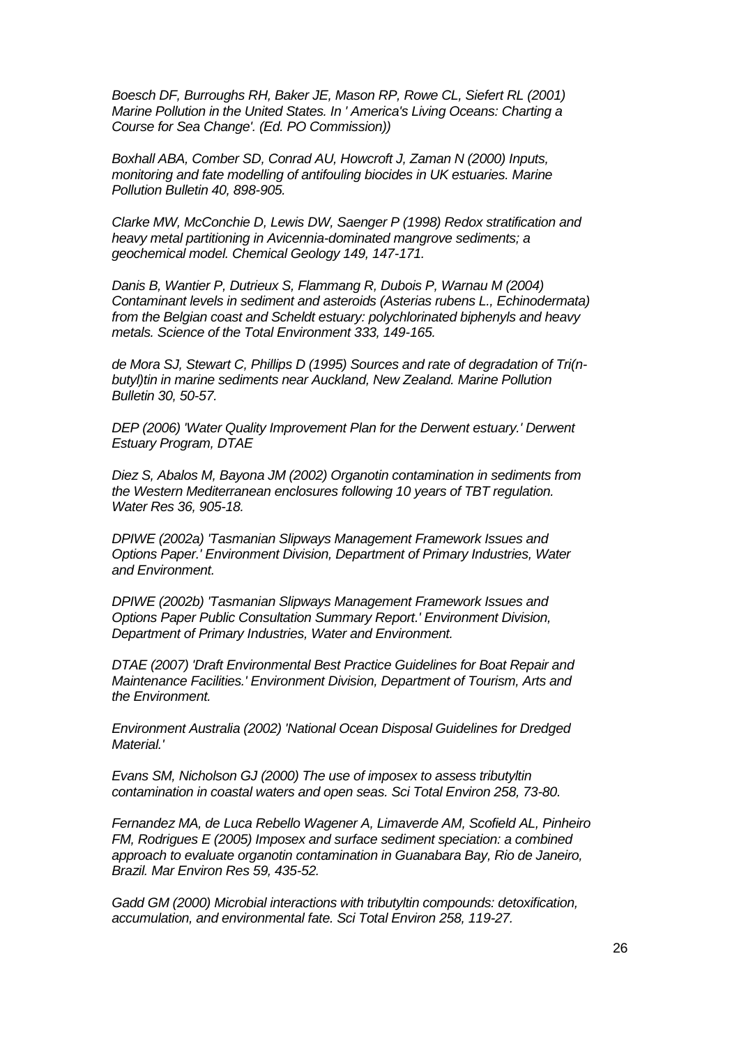*Boesch DF, Burroughs RH, Baker JE, Mason RP, Rowe CL, Siefert RL (2001) Marine Pollution in the United States. In ' America's Living Oceans: Charting a Course for Sea Change'. (Ed. PO Commission))*

*Boxhall ABA, Comber SD, Conrad AU, Howcroft J, Zaman N (2000) Inputs, monitoring and fate modelling of antifouling biocides in UK estuaries. Marine Pollution Bulletin 40, 898-905.*

*Clarke MW, McConchie D, Lewis DW, Saenger P (1998) Redox stratification and heavy metal partitioning in Avicennia-dominated mangrove sediments; a geochemical model. Chemical Geology 149, 147-171.*

*Danis B, Wantier P, Dutrieux S, Flammang R, Dubois P, Warnau M (2004) Contaminant levels in sediment and asteroids (Asterias rubens L., Echinodermata) from the Belgian coast and Scheldt estuary: polychlorinated biphenyls and heavy metals. Science of the Total Environment 333, 149-165.*

*de Mora SJ, Stewart C, Phillips D (1995) Sources and rate of degradation of Tri(n-butyl)tin in marine sediments near Auckland, New Zealand. Marine Pollution Bulletin 30, 50-57.*

*DEP (2006) 'Water Quality Improvement Plan for the Derwent estuary.' Derwent Estuary Program, DTAE*

*Diez S, Abalos M, Bayona JM (2002) Organotin contamination in sediments from the Western Mediterranean enclosures following 10 years of TBT regulation. Water Res 36, 905-18.*

*DPIWE (2002a) 'Tasmanian Slipways Management Framework Issues and Options Paper.' Environment Division, Department of Primary Industries, Water and Environment.*

*DPIWE (2002b) 'Tasmanian Slipways Management Framework Issues and Options Paper Public Consultation Summary Report.' Environment Division, Department of Primary Industries, Water and Environment.*

*DTAE (2007) 'Draft Environmental Best Practice Guidelines for Boat Repair and Maintenance Facilities.' Environment Division, Department of Tourism, Arts and the Environment.*

*Environment Australia (2002) 'National Ocean Disposal Guidelines for Dredged Material.'*

*Evans SM, Nicholson GJ (2000) The use of imposex to assess tributyltin contamination in coastal waters and open seas. Sci Total Environ 258, 73-80.*

*Fernandez MA, de Luca Rebello Wagener A, Limaverde AM, Scofield AL, Pinheiro FM, Rodrigues E (2005) Imposex and surface sediment speciation: a combined approach to evaluate organotin contamination in Guanabara Bay, Rio de Janeiro, Brazil. Mar Environ Res 59, 435-52.*

*Gadd GM (2000) Microbial interactions with tributyltin compounds: detoxification, accumulation, and environmental fate. Sci Total Environ 258, 119-27.*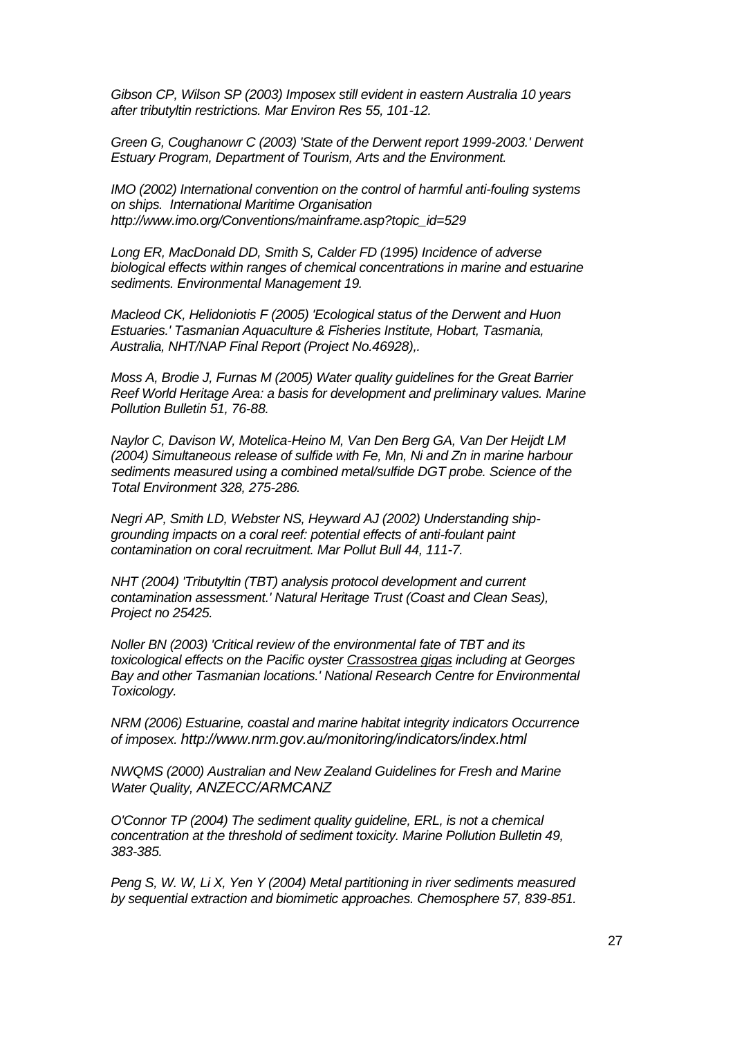*Gibson CP, Wilson SP (2003) Imposex still evident in eastern Australia 10 years after tributyltin restrictions. Mar Environ Res 55, 101-12.*

*Green G, Coughanowr C (2003) 'State of the Derwent report 1999-2003.' Derwent Estuary Program, Department of Tourism, Arts and the Environment.*

*IMO (2002) International convention on the control of harmful anti-fouling systems on ships. International Maritime Organisation http://www.imo.org/Conventions/mainframe.asp?topic_id=529*

*Long ER, MacDonald DD, Smith S, Calder FD (1995) Incidence of adverse biological effects within ranges of chemical concentrations in marine and estuarine sediments. Environmental Management 19.*

*Macleod CK, Helidoniotis F (2005) 'Ecological status of the Derwent and Huon Estuaries.' Tasmanian Aquaculture & Fisheries Institute, Hobart, Tasmania, Australia, NHT/NAP Final Report (Project No.46928),.*

*Moss A, Brodie J, Furnas M (2005) Water quality guidelines for the Great Barrier Reef World Heritage Area: a basis for development and preliminary values. Marine Pollution Bulletin 51, 76-88.*

*Naylor C, Davison W, Motelica-Heino M, Van Den Berg GA, Van Der Heijdt LM (2004) Simultaneous release of sulfide with Fe, Mn, Ni and Zn in marine harbour sediments measured using a combined metal/sulfide DGT probe. Science of the Total Environment 328, 275-286.*

*Negri AP, Smith LD, Webster NS, Heyward AJ (2002) Understanding ship-grounding impacts on a coral reef: potential effects of anti-foulant paint contamination on coral recruitment. Mar Pollut Bull 44, 111-7.*

*NHT (2004) 'Tributyltin (TBT) analysis protocol development and current contamination assessment.' Natural Heritage Trust (Coast and Clean Seas), Project no 25425.*

*Noller BN (2003) 'Critical review of the environmental fate of TBT and its toxicological effects on the Pacific oyster Crassostrea gigas including at Georges Bay and other Tasmanian locations.' National Research Centre for Environmental Toxicology.*

*NRM (2006) Estuarine, coastal and marine habitat integrity indicators Occurrence of imposex. http://www.nrm.gov.au/monitoring/indicators/index.html*

*NWQMS (2000) Australian and New Zealand Guidelines for Fresh and Marine Water Quality, ANZECC/ARMCANZ*

*O'Connor TP (2004) The sediment quality guideline, ERL, is not a chemical concentration at the threshold of sediment toxicity. Marine Pollution Bulletin 49, 383-385.*

*Peng S, W. W, Li X, Yen Y (2004) Metal partitioning in river sediments measured by sequential extraction and biomimetic approaches. Chemosphere 57, 839-851.*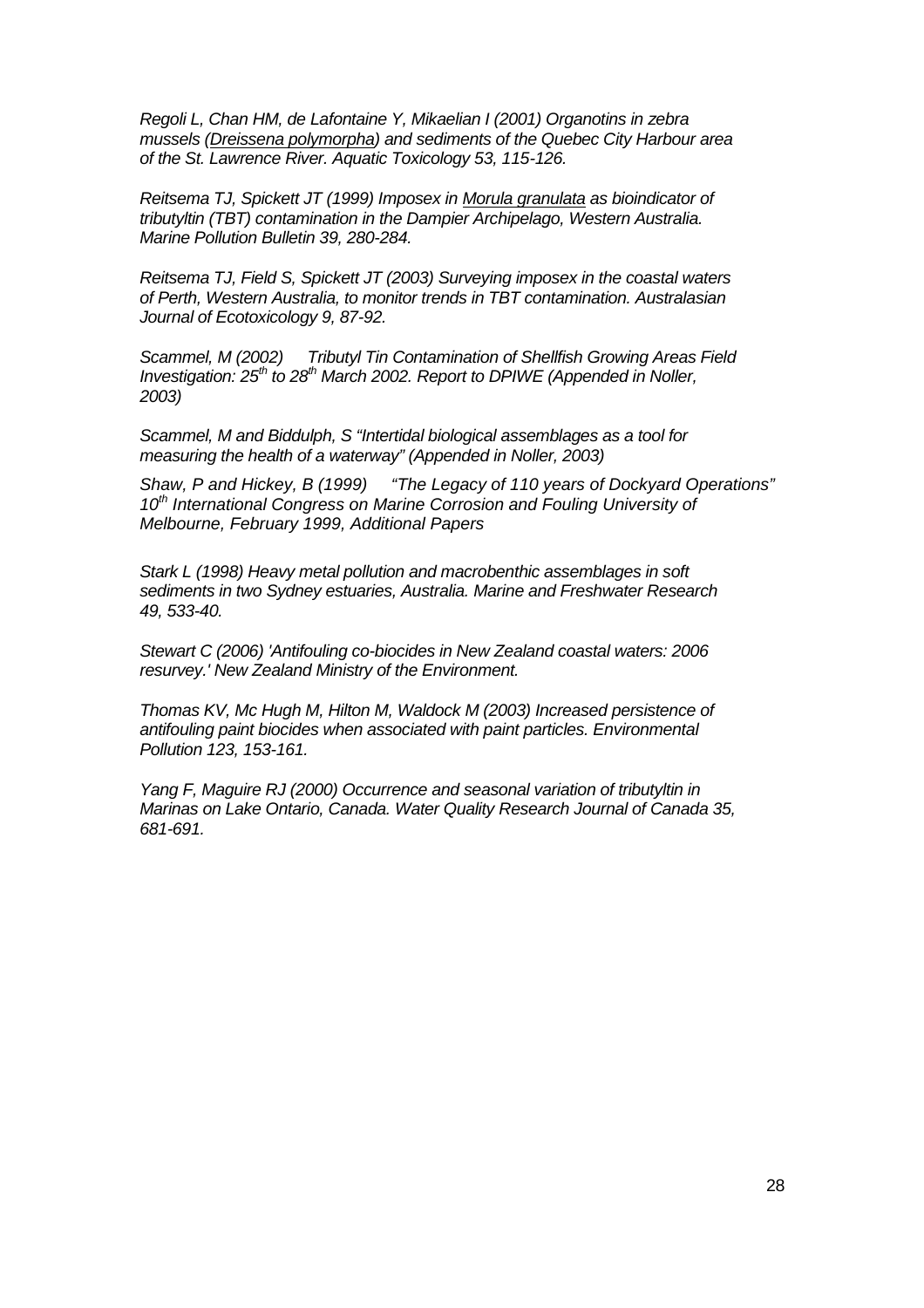*Regoli L, Chan HM, de Lafontaine Y, Mikaelian I (2001) Organotins in zebra mussels (Dreissena polymorpha) and sediments of the Quebec City Harbour area of the St. Lawrence River. Aquatic Toxicology 53, 115-126.*

*Reitsema TJ, Spickett JT (1999) Imposex in Morula granulata as bioindicator of tributyltin (TBT) contamination in the Dampier Archipelago, Western Australia. Marine Pollution Bulletin 39, 280-284.*

*Reitsema TJ, Field S, Spickett JT (2003) Surveying imposex in the coastal waters of Perth, Western Australia, to monitor trends in TBT contamination. Australasian Journal of Ecotoxicology 9, 87-92.*

*Scammel, M (2002) Tributyl Tin Contamination of Shellfish Growing Areas Field Investigation: 25th to 28th March 2002. Report to DPIWE (Appended in Noller, 2003)*

*Scammel, M and Biddulph, S "Intertidal biological assemblages as a tool for measuring the health of a waterway" (Appended in Noller, 2003)*

*Shaw, P and Hickey, B (1999) "The Legacy of 110 years of Dockyard Operations" 10th International Congress on Marine Corrosion and Fouling University of Melbourne, February 1999, Additional Papers*

*Stark L (1998) Heavy metal pollution and macrobenthic assemblages in soft sediments in two Sydney estuaries, Australia. Marine and Freshwater Research 49, 533-40.*

*Stewart C (2006) 'Antifouling co-biocides in New Zealand coastal waters: 2006 resurvey.' New Zealand Ministry of the Environment.*

*Thomas KV, Mc Hugh M, Hilton M, Waldock M (2003) Increased persistence of antifouling paint biocides when associated with paint particles. Environmental Pollution 123, 153-161.*

*Yang F, Maguire RJ (2000) Occurrence and seasonal variation of tributyltin in Marinas on Lake Ontario, Canada. Water Quality Research Journal of Canada 35, 681-691.*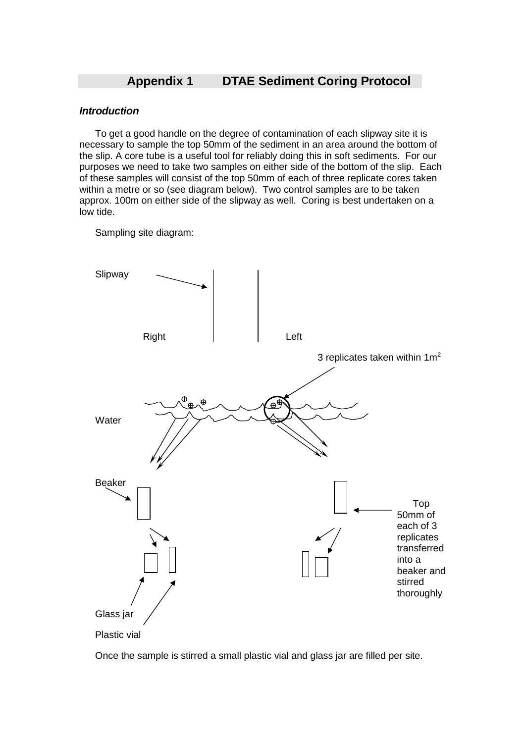# Appendix 1 DTAE Sediment Coring Protocol

### *Introduction*

To get a good handle on the degree of contamination of each slipway site it is necessary to sample the top 50mm of the sediment in an area around the bottom of the slip. A core tube is a useful tool for reliably doing this in soft sediments. For our purposes we need to take two samples on either side of the bottom of the slip. Each of these samples will consist of the top 50mm of each of three replicate cores taken within a metre or so (see diagram below). Two control samples are to be taken approx. 100m on either side of the slipway as well. Coring is best undertaken on a low tide.

Sampling site diagram:

Slipway

Right Left

3 replicates taken within $1m^2$

Water

Beaker

Top 50mm of each of 3 replicates transferred into a beaker and stirred thoroughly

Glass jar

Plastic vial

Once the sample is stirred a small plastic vial and glass jar are filled per site.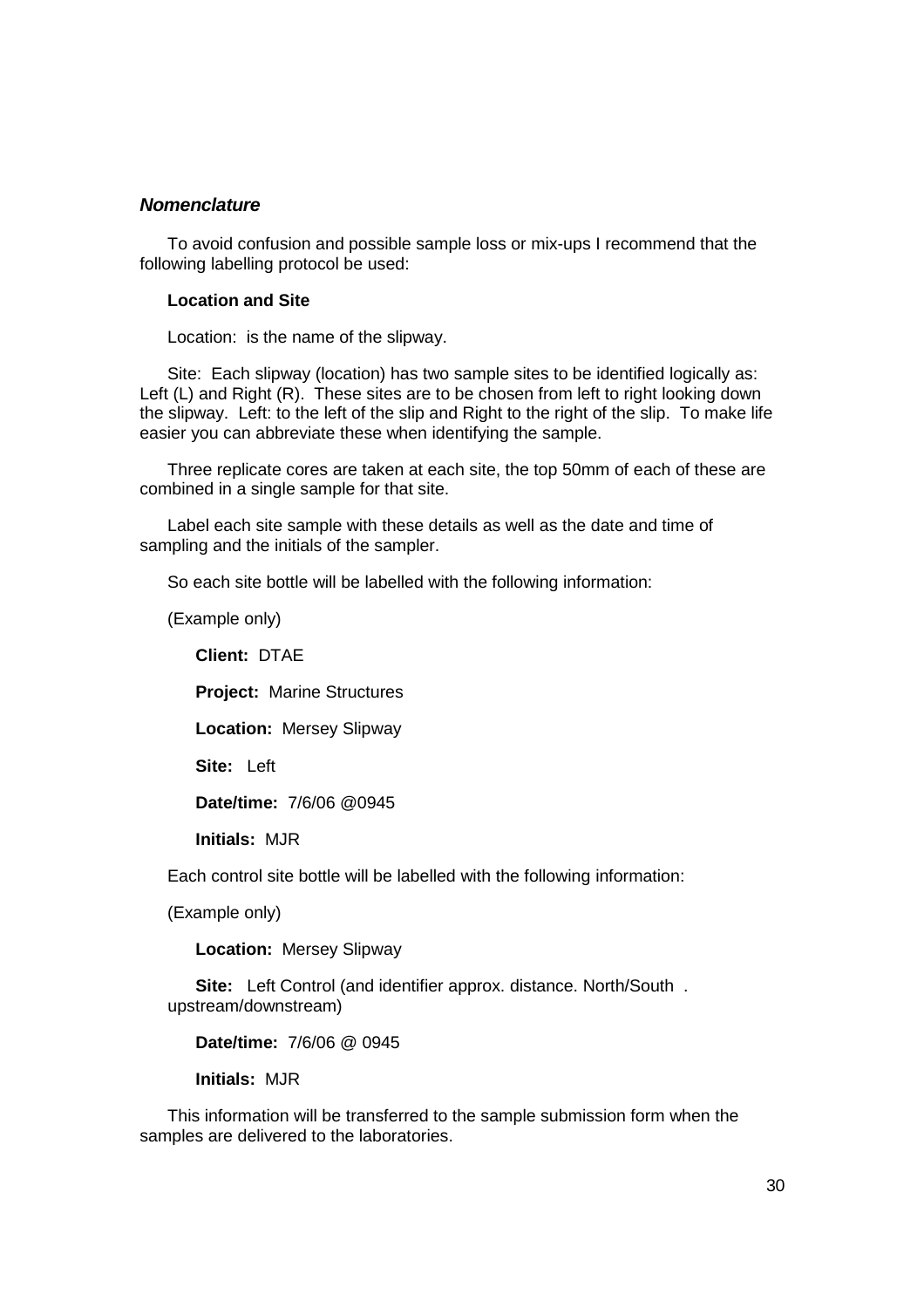### *Nomenclature*

To avoid confusion and possible sample loss or mix-ups I recommend that the following labelling protocol be used:

**Location and Site**

Location: is the name of the slipway.

Site: Each slipway (location) has two sample sites to be identified logically as: Left (L) and Right (R). These sites are to be chosen from left to right looking down the slipway. Left: to the left of the slip and Right to the right of the slip. To make life easier you can abbreviate these when identifying the sample.

Three replicate cores are taken at each site, the top 50mm of each of these are combined in a single sample for that site.

Label each site sample with these details as well as the date and time of sampling and the initials of the sampler.

So each site bottle will be labelled with the following information:

(Example only)

**Client:** DTAE

**Project:** Marine Structures

**Location:** Mersey Slipway

**Site:** Left

**Date/time:** 7/6/06 @0945

**Initials:** MJR

Each control site bottle will be labelled with the following information:

(Example only)

**Location:** Mersey Slipway

**Site:** Left Control (and identifier approx. distance. North/South . upstream/downstream)

**Date/time:** 7/6/06 @ 0945

**Initials:** MJR

This information will be transferred to the sample submission form when the samples are delivered to the laboratories.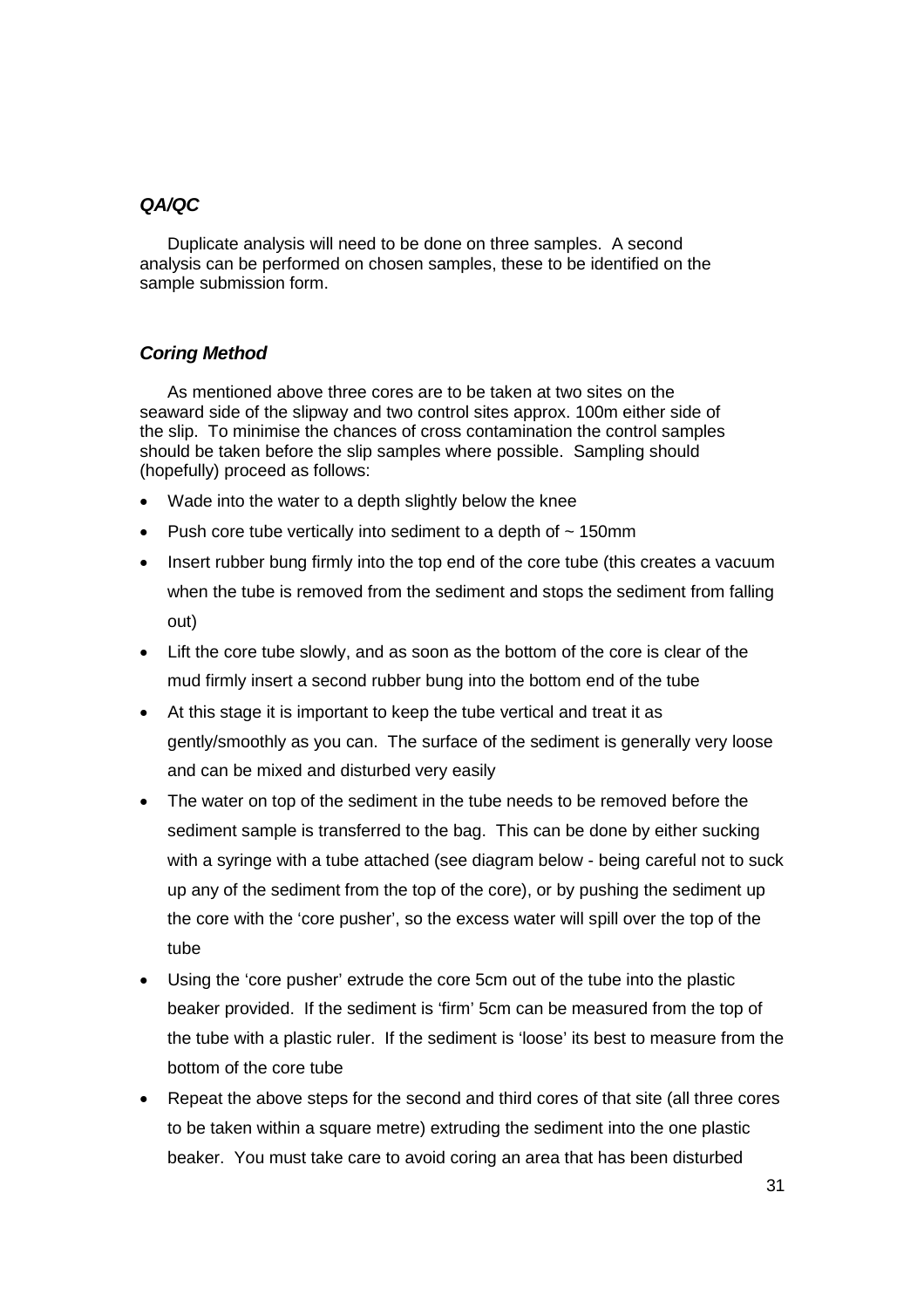### *QA/QC*

Duplicate analysis will need to be done on three samples. A second analysis can be performed on chosen samples, these to be identified on the sample submission form.

### *Coring Method*

As mentioned above three cores are to be taken at two sites on the seaward side of the slipway and two control sites approx. 100m either side of the slip. To minimise the chances of cross contamination the control samples should be taken before the slip samples where possible. Sampling should (hopefully) proceed as follows:

- Wade into the water to a depth slightly below the knee
- Push core tube vertically into sediment to a depth of ~ 150mm
- Insert rubber bung firmly into the top end of the core tube (this creates a vacuum when the tube is removed from the sediment and stops the sediment from falling out)
- Lift the core tube slowly, and as soon as the bottom of the core is clear of the mud firmly insert a second rubber bung into the bottom end of the tube
- At this stage it is important to keep the tube vertical and treat it as gently/smoothly as you can. The surface of the sediment is generally very loose and can be mixed and disturbed very easily
- The water on top of the sediment in the tube needs to be removed before the sediment sample is transferred to the bag. This can be done by either sucking with a syringe with a tube attached (see diagram below - being careful not to suck up any of the sediment from the top of the core), or by pushing the sediment up the core with the 'core pusher', so the excess water will spill over the top of the tube
- Using the 'core pusher' extrude the core 5cm out of the tube into the plastic beaker provided. If the sediment is 'firm' 5cm can be measured from the top of the tube with a plastic ruler. If the sediment is 'loose' its best to measure from the bottom of the core tube
- Repeat the above steps for the second and third cores of that site (all three cores to be taken within a square metre) extruding the sediment into the one plastic beaker. You must take care to avoid coring an area that has been disturbed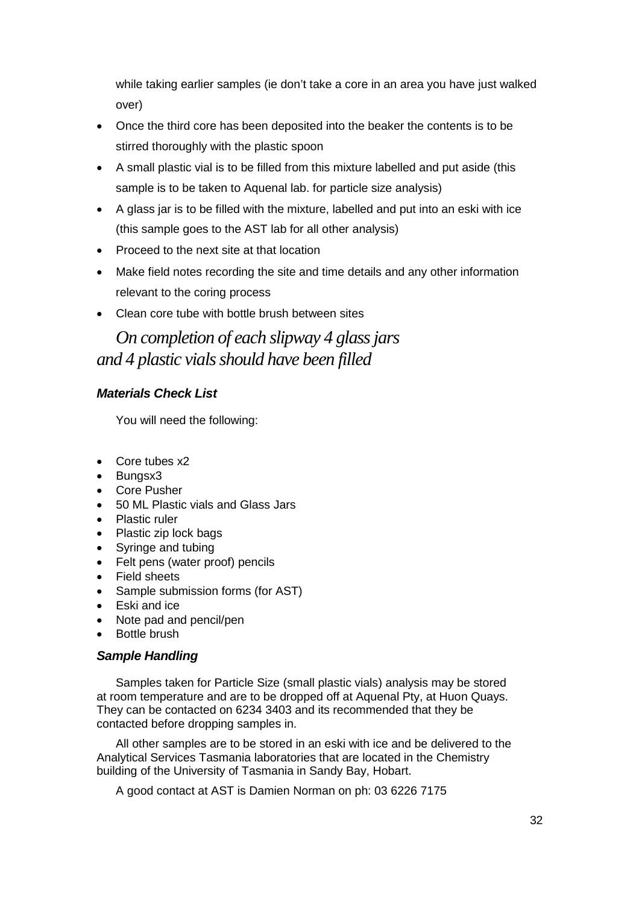while taking earlier samples (ie don't take a core in an area you have just walked over)

- Once the third core has been deposited into the beaker the contents is to be stirred thoroughly with the plastic spoon
- A small plastic vial is to be filled from this mixture labelled and put aside (this sample is to be taken to Aquenal lab. for particle size analysis)
- A glass jar is to be filled with the mixture, labelled and put into an eski with ice (this sample goes to the AST lab for all other analysis)
- Proceed to the next site at that location
- Make field notes recording the site and time details and any other information relevant to the coring process
- Clean core tube with bottle brush between sites

*On completion of each slipway 4 glass jars and 4 plastic vials should have been filled*

### *Materials Check List*

You will need the following:

- Core tubes x2
- Bungsx3
- Core Pusher
- 50 ML Plastic vials and Glass Jars
- Plastic ruler
- Plastic zip lock bags
- Syringe and tubing
- Felt pens (water proof) pencils
- Field sheets
- Sample submission forms (for AST)
- Eski and ice
- Note pad and pencil/pen
- Bottle brush

### *Sample Handling*

Samples taken for Particle Size (small plastic vials) analysis may be stored at room temperature and are to be dropped off at Aquenal Pty, at Huon Quays. They can be contacted on 6234 3403 and its recommended that they be contacted before dropping samples in.

All other samples are to be stored in an eski with ice and be delivered to the Analytical Services Tasmania laboratories that are located in the Chemistry building of the University of Tasmania in Sandy Bay, Hobart.

A good contact at AST is Damien Norman on ph: 03 6226 7175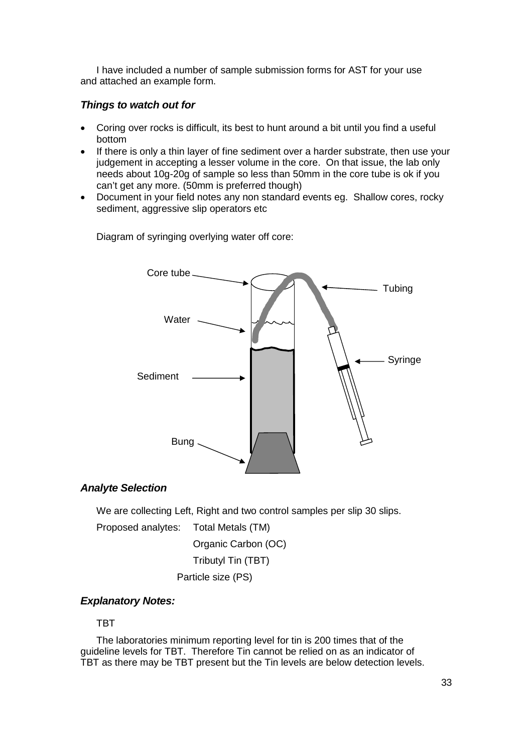I have included a number of sample submission forms for AST for your use and attached an example form.

### *Things to watch out for*

- Coring over rocks is difficult, its best to hunt around a bit until you find a useful bottom
- If there is only a thin layer of fine sediment over a harder substrate, then use your judgement in accepting a lesser volume in the core. On that issue, the lab only needs about 10g-20g of sample so less than 50mm in the core tube is ok if you can't get any more. (50mm is preferred though)
- Document in your field notes any non standard events eg. Shallow cores, rocky sediment, aggressive slip operators etc

Diagram of syringing overlying water off core:

Core tube

Tubing

Water

Syringe

Sediment

Bung

### *Analyte Selection*

We are collecting Left, Right and two control samples per slip 30 slips.

Proposed analytes: Total Metals (TM)

Organic Carbon (OC)

Tributyl Tin (TBT)

Particle size (PS)

### *Explanatory Notes:*

TBT

The laboratories minimum reporting level for tin is 200 times that of the guideline levels for TBT. Therefore Tin cannot be relied on as an indicator of TBT as there may be TBT present but the Tin levels are below detection levels.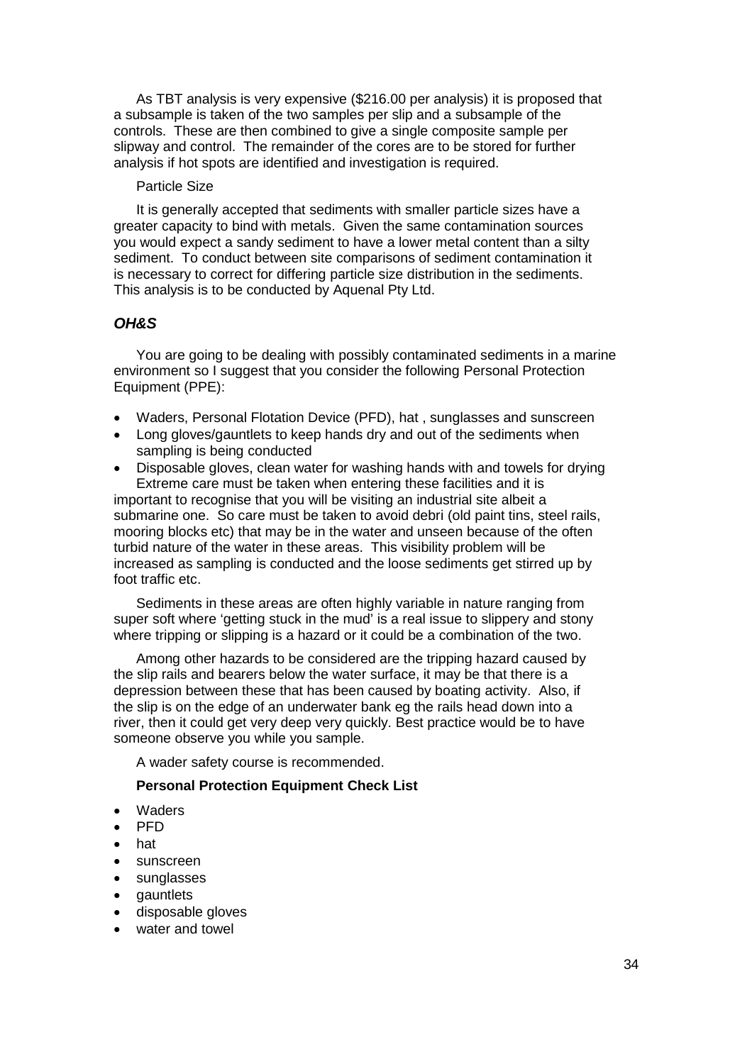As TBT analysis is very expensive ($216.00 per analysis) it is proposed that a subsample is taken of the two samples per slip and a subsample of the controls. These are then combined to give a single composite sample per slipway and control. The remainder of the cores are to be stored for further analysis if hot spots are identified and investigation is required.

Particle Size

It is generally accepted that sediments with smaller particle sizes have a greater capacity to bind with metals. Given the same contamination sources you would expect a sandy sediment to have a lower metal content than a silty sediment. To conduct between site comparisons of sediment contamination it is necessary to correct for differing particle size distribution in the sediments. This analysis is to be conducted by Aquenal Pty Ltd.

### *OH&S*

You are going to be dealing with possibly contaminated sediments in a marine environment so I suggest that you consider the following Personal Protection Equipment (PPE):

- Waders, Personal Flotation Device (PFD), hat , sunglasses and sunscreen
- Long gloves/gauntlets to keep hands dry and out of the sediments when sampling is being conducted
- Disposable gloves, clean water for washing hands with and towels for drying

Extreme care must be taken when entering these facilities and it is important to recognise that you will be visiting an industrial site albeit a submarine one. So care must be taken to avoid debri (old paint tins, steel rails, mooring blocks etc) that may be in the water and unseen because of the often turbid nature of the water in these areas. This visibility problem will be increased as sampling is conducted and the loose sediments get stirred up by foot traffic etc.

Sediments in these areas are often highly variable in nature ranging from super soft where 'getting stuck in the mud' is a real issue to slippery and stony where tripping or slipping is a hazard or it could be a combination of the two.

Among other hazards to be considered are the tripping hazard caused by the slip rails and bearers below the water surface, it may be that there is a depression between these that has been caused by boating activity. Also, if the slip is on the edge of an underwater bank eg the rails head down into a river, then it could get very deep very quickly. Best practice would be to have someone observe you while you sample.

A wader safety course is recommended.

**Personal Protection Equipment Check List**

- Waders
- PFD
- hat
- sunscreen
- sunglasses
- gauntlets
- disposable gloves
- water and towel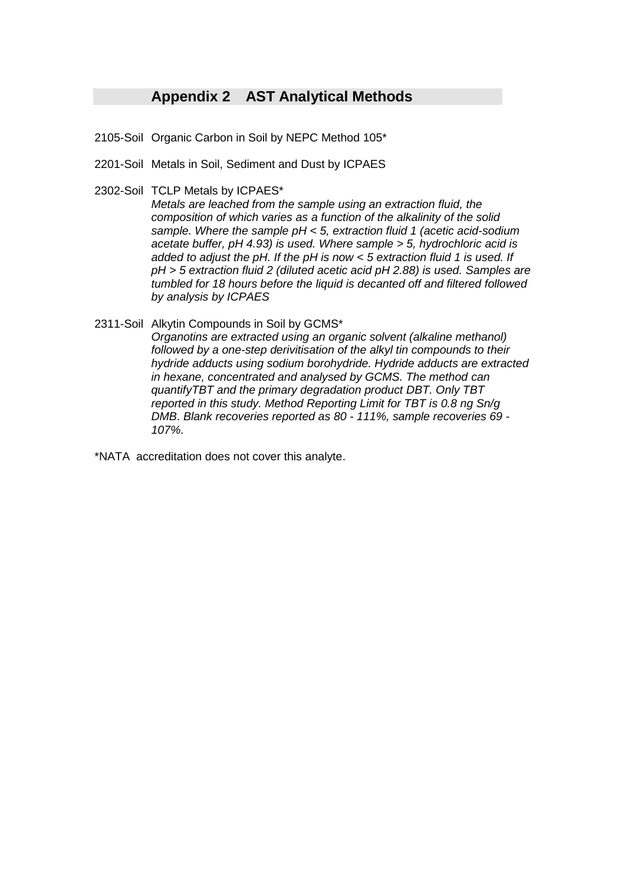## Appendix 2 AST Analytical Methods

2105-Soil Organic Carbon in Soil by NEPC Method 105*

2201-Soil Metals in Soil, Sediment and Dust by ICPAES

2302-Soil TCLP Metals by ICPAES*
*Metals are leached from the sample using an extraction fluid, the composition of which varies as a function of the alkalinity of the solid sample. Where the sample pH < 5, extraction fluid 1 (acetic acid-sodium acetate buffer, pH 4.93) is used. Where sample > 5, hydrochloric acid is added to adjust the pH. If the pH is now < 5 extraction fluid 1 is used. If pH > 5 extraction fluid 2 (diluted acetic acid pH 2.88) is used. Samples are tumbled for 18 hours before the liquid is decanted off and filtered followed by analysis by ICPAES*

2311-Soil Alkytin Compounds in Soil by GCMS*
*Organotins are extracted using an organic solvent (alkaline methanol) followed by a one-step derivitisation of the alkyl tin compounds to their hydride adducts using sodium borohydride. Hydride adducts are extracted in hexane, concentrated and analysed by GCMS. The method can quantifyTBT and the primary degradation product DBT. Only TBT reported in this study. Method Reporting Limit for TBT is 0.8 ng Sn/g DMB. Blank recoveries reported as 80 - 111%, sample recoveries 69 - 107%.*

*NATA accreditation does not cover this analyte.